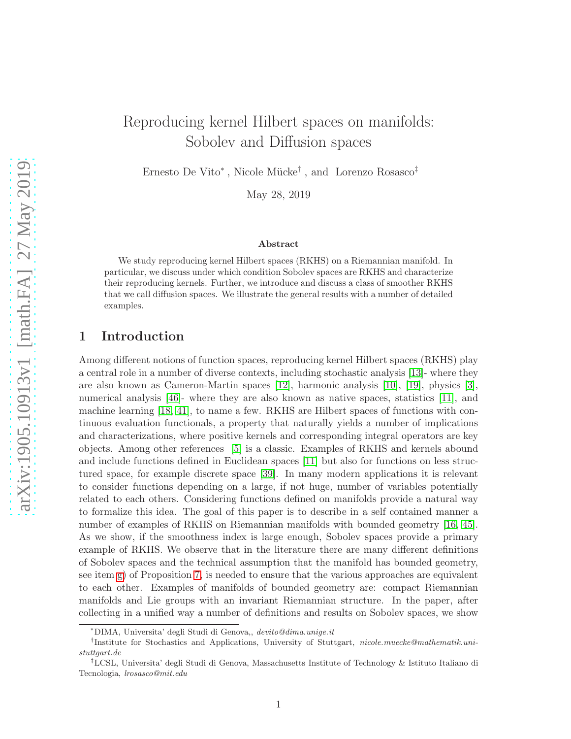# Reproducing kernel Hilbert spaces on manifolds: Sobolev and Diffusion spaces

Ernesto De Vito[*], Nicole Mücke[†], and Lorenzo Rosasco[‡]

May 28, 2019

**Abstract**

We study reproducing kernel Hilbert spaces (RKHS) on a Riemannian manifold. In particular, we discuss under which condition Sobolev spaces are RKHS and characterize their reproducing kernels. Further, we introduce and discuss a class of smoother RKHS that we call diffusion spaces. We illustrate the general results with a number of detailed examples.

## 1 Introduction

Among different notions of function spaces, reproducing kernel Hilbert spaces (RKHS) play a central role in a number of diverse contexts, including stochastic analysis [13]- where they are also known as Cameron-Martin spaces [12], harmonic analysis [10], [19], physics [3], numerical analysis [46]- where they are also known as native spaces, statistics [11], and machine learning [18, 41], to name a few. RKHS are Hilbert spaces of functions with continuous evaluation functionals, a property that naturally yields a number of implications and characterizations, where positive kernels and corresponding integral operators are key objects. Among other references [5] is a classic. Examples of RKHS and kernels abound and include functions defined in Euclidean spaces [11] but also for functions on less structured space, for example discrete space [39]. In many modern applications it is relevant to consider functions depending on a large, if not huge, number of variables potentially related to each others. Considering functions defined on manifolds provide a natural way to formalize this idea. The goal of this paper is to describe in a self contained manner a number of examples of RKHS on Riemannian manifolds with bounded geometry [16, 45]. As we show, if the smoothness index is large enough, Sobolev spaces provide a primary example of RKHS. We observe that in the literature there are many different definitions of Sobolev spaces and the technical assumption that the manifold has bounded geometry, see item g) of Proposition 7, is needed to ensure that the various approaches are equivalent to each other. Examples of manifolds of bounded geometry are: compact Riemannian manifolds and Lie groups with an invariant Riemannian structure. In the paper, after collecting in a unified way a number of definitions and results on Sobolev spaces, we show

---

[*] DIMA, Universita' degli Studi di Genova,, *devito@dima.unige.it*

[†] Institute for Stochastics and Applications, University of Stuttgart, *nicole.muecke@mathematik.uni-stuttgart.de*

[‡] LCSL, Universita' degli Studi di Genova, Massachusetts Institute of Technology & Istituto Italiano di Tecnologia, *lrosasco@mit.edu*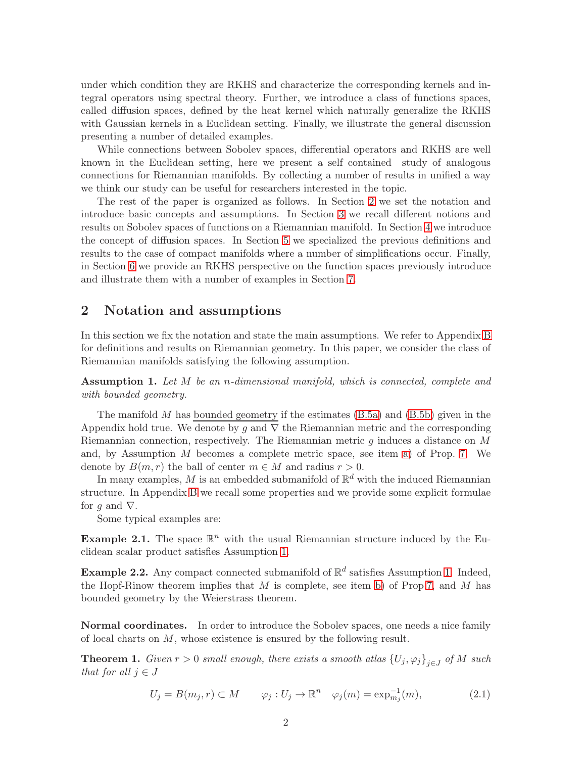under which condition they are RKHS and characterize the corresponding kernels and integral operators using spectral theory. Further, we introduce a class of functions spaces, called diffusion spaces, defined by the heat kernel which naturally generalize the RKHS with Gaussian kernels in a Euclidean setting. Finally, we illustrate the general discussion presenting a number of detailed examples.

While connections between Sobolev spaces, differential operators and RKHS are well known in the Euclidean setting, here we present a self contained study of analogous connections for Riemannian manifolds. By collecting a number of results in unified a way we think our study can be useful for researchers interested in the topic.

The rest of the paper is organized as follows. In Section 2 we set the notation and introduce basic concepts and assumptions. In Section 3 we recall different notions and results on Sobolev spaces of functions on a Riemannian manifold. In Section 4 we introduce the concept of diffusion spaces. In Section 5 we specialized the previous definitions and results to the case of compact manifolds where a number of simplifications occur. Finally, in Section 6 we provide an RKHS perspective on the function spaces previously introduce and illustrate them with a number of examples in Section 7.

## 2 Notation and assumptions

In this section we fix the notation and state the main assumptions. We refer to Appendix B for definitions and results on Riemannian geometry. In this paper, we consider the class of Riemannian manifolds satisfying the following assumption.

**Assumption 1.** *Let $M$ be an $n$-dimensional manifold, which is connected, complete and with bounded geometry.*

The manifold $M$ has bounded geometry if the estimates (B.5a) and (B.5b) given in the Appendix hold true. We denote by $g$ and $\nabla$ the Riemannian metric and the corresponding Riemannian connection, respectively. The Riemannian metric $g$ induces a distance on $M$ and, by Assumption $M$ becomes a complete metric space, see item a) of Prop. 7. We denote by $B(m, r)$ the ball of center $m \in M$ and radius $r > 0$.

In many examples, $M$ is an embedded submanifold of $\mathbb{R}^d$ with the induced Riemannian structure. In Appendix B we recall some properties and we provide some explicit formulae for $g$ and $\nabla$.

Some typical examples are:

**Example 2.1.** The space $\mathbb{R}^n$ with the usual Riemannian structure induced by the Euclidean scalar product satisfies Assumption 1.

**Example 2.2.** Any compact connected submanifold of $\mathbb{R}^d$ satisfies Assumption 1. Indeed, the Hopf-Rinow theorem implies that $M$ is complete, see item b) of Prop.7, and $M$ has bounded geometry by the Weierstrass theorem.

**Normal coordinates.** In order to introduce the Sobolev spaces, one needs a nice family of local charts on $M$, whose existence is ensured by the following result.

**Theorem 1.** *Given $r > 0$ small enough, there exists a smooth atlas $\{U_j, \varphi_j\}_{j\in J}$ of $M$ such that for all $j \in J$*

$$U_j = B(m_j, r) \subset M \qquad \varphi_j : U_j \to \mathbb{R}^n \quad \varphi_j(m) = \exp_{m_j}^{-1}(m), \tag{2.1}$$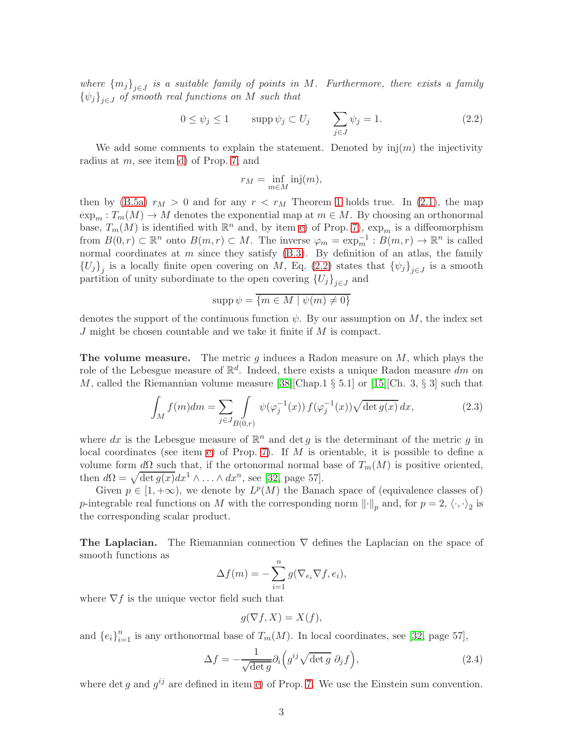*where* $\{m_j\}_{j\in J}$ *is a suitable family of points in* $M$*. Furthermore, there exists a family* $\{\psi_j\}_{j\in J}$ *of smooth real functions on* $M$ *such that*

$$0 \leq \psi_j \leq 1 \qquad \operatorname{supp} \psi_j \subset U_j \qquad \sum_{j\in J} \psi_j = 1. \tag{2.2}$$

We add some comments to explain the statement. Denoted by $\operatorname{inj}(m)$ the injectivity radius at $m$, see item d) of Prop. 7, and

$$r_M = \inf_{m\in M} \operatorname{inj}(m),$$

then by (B.5a) $r_M > 0$ and for any $r < r_M$ Theorem 1 holds true. In (2.1), the map $\exp_m : T_m(M) \to M$ denotes the exponential map at $m \in M$. By choosing an orthonormal base, $T_m(M)$ is identified with $\mathbb{R}^n$ and, by item c) of Prop. 7), $\exp_m$ is a diffeomorphism from $B(0,r) \subset \mathbb{R}^n$ onto $B(m,r) \subset M$. The inverse $\varphi_m = \exp_m^{-1} : B(m,r) \to \mathbb{R}^n$ is called normal coordinates at $m$ since they satisfy (B.3). By definition of an atlas, the family $\{U_j\}_j$ is a locally finite open covering on $M$, Eq. (2.2) states that $\{\psi_j\}_{j\in J}$ is a smooth partition of unity subordinate to the open covering $\{U_j\}_{j\in J}$ and

$$\operatorname{supp} \psi = \overline{\{m \in M \mid \psi(m) \neq 0\}}$$

denotes the support of the continuous function $\psi$. By our assumption on $M$, the index set $J$ might be chosen countable and we take it finite if $M$ is compact.

**The volume measure.** The metric $g$ induces a Radon measure on $M$, which plays the role of the Lebesgue measure of $\mathbb{R}^d$. Indeed, there exists a unique Radon measure $dm$ on $M$, called the Riemannian volume measure [38][Chap.1 § 5.1] or [15][Ch. 3, § 3] such that

$$\int_M f(m)dm = \sum_{j\in J} \int_{B(0,r)} \psi(\varphi_j^{-1}(x))\, f(\varphi_j^{-1}(x)) \sqrt{\det g(x)}\, dx, \tag{2.3}$$

where $dx$ is the Lebesgue measure of $\mathbb{R}^n$ and $\det g$ is the determinant of the metric $g$ in local coordinates (see item c) of Prop. 7). If $M$ is orientable, it is possible to define a volume form $d\Omega$ such that, if the ortonormal normal base of $T_m(M)$ is positive oriented, then $d\Omega = \sqrt{\det g(x)}dx^1 \wedge \ldots \wedge dx^n$, see [32, page 57].

Given $p \in [1, +\infty)$, we denote by $L^p(M)$ the Banach space of (equivalence classes of) $p$-integrable real functions on $M$ with the corresponding norm $\|\cdot\|_p$ and, for $p = 2$, $\langle\cdot,\cdot\rangle_2$ is the corresponding scalar product.

**The Laplacian.** The Riemannian connection $\nabla$ defines the Laplacian on the space of smooth functions as

$$\Delta f(m) = -\sum_{i=1}^n g(\nabla_{e_i} \nabla f, e_i),$$

where $\nabla f$ is the unique vector field such that

$$g(\nabla f, X) = X(f),$$

and $\{e_i\}_{i=1}^n$ is any orthonormal base of $T_m(M)$. In local coordinates, see [32, page 57],

$$\Delta f = -\frac{1}{\sqrt{\det g}} \partial_i \Big( g^{ij} \sqrt{\det g}\ \partial_j f \Big), \tag{2.4}$$

where $\det g$ and $g^{ij}$ are defined in item c) of Prop. 7. We use the Einstein sum convention.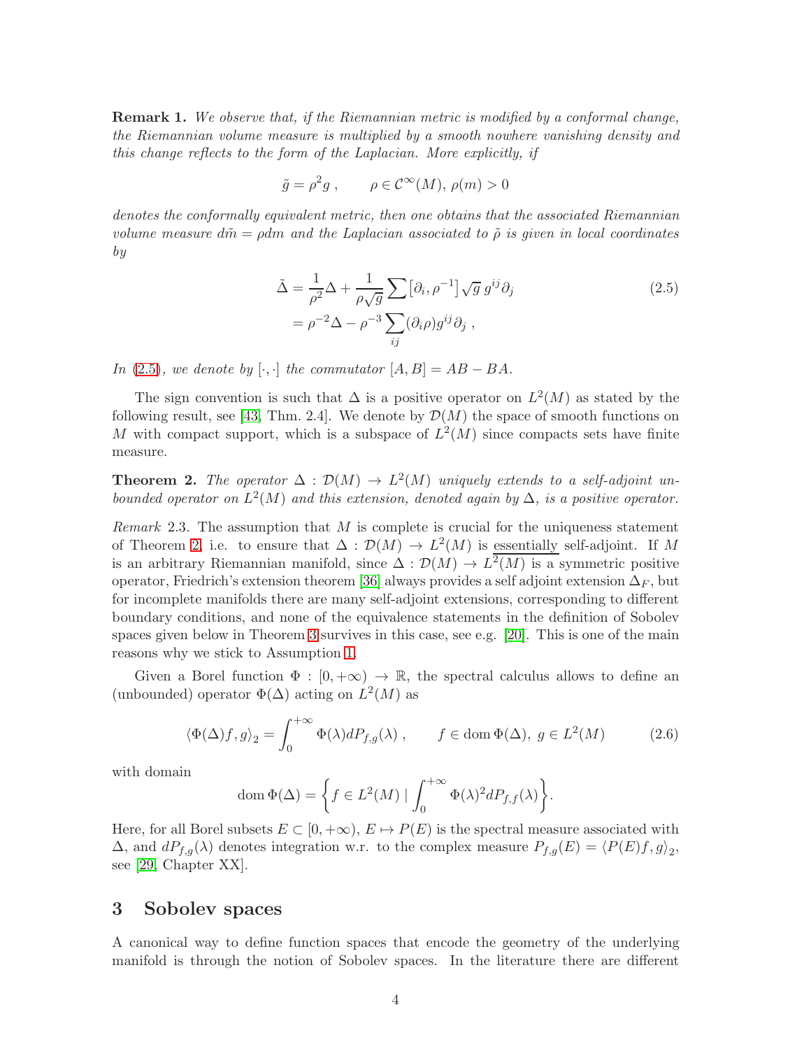**Remark 1.** *We observe that, if the Riemannian metric is modified by a conformal change, the Riemannian volume measure is multiplied by a smooth nowhere vanishing density and this change reflects to the form of the Laplacian. More explicitly, if*

$$\tilde{g} = \rho^2 g \,, \qquad \rho \in \mathcal{C}^\infty(M),\, \rho(m) > 0$$

*denotes the conformally equivalent metric, then one obtains that the associated Riemannian volume measure $d\tilde{m} = \rho dm$ and the Laplacian associated to $\tilde{\rho}$ is given in local coordinates by*

$$\begin{aligned}\tilde{\Delta} &= \frac{1}{\rho^2}\Delta + \frac{1}{\rho\sqrt{g}}\sum \left[\partial_i, \rho^{-1}\right]\sqrt{g}\, g^{ij}\partial_j \\ &= \rho^{-2}\Delta - \rho^{-3}\sum_{ij}(\partial_i \rho) g^{ij}\partial_j \,,\end{aligned} \tag{2.5}$$

*In (2.5), we denote by $[\cdot,\cdot]$ the commutator $[A, B] = AB - BA$.*

The sign convention is such that $\Delta$ is a positive operator on $L^2(M)$ as stated by the following result, see [43, Thm. 2.4]. We denote by $\mathcal{D}(M)$ the space of smooth functions on $M$ with compact support, which is a subspace of $L^2(M)$ since compacts sets have finite measure.

**Theorem 2.** *The operator $\Delta : \mathcal{D}(M) \to L^2(M)$ uniquely extends to a self-adjoint unbounded operator on $L^2(M)$ and this extension, denoted again by $\Delta$, is a positive operator.*

*Remark* 2.3. The assumption that $M$ is complete is crucial for the uniqueness statement of Theorem 2, i.e. to ensure that $\Delta : \mathcal{D}(M) \to L^2(M)$ is essentially self-adjoint. If $M$ is an arbitrary Riemannian manifold, since $\Delta : \mathcal{D}(M) \to L^2(M)$ is a symmetric positive operator, Friedrich's extension theorem [36] always provides a self adjoint extension $\Delta_F$, but for incomplete manifolds there are many self-adjoint extensions, corresponding to different boundary conditions, and none of the equivalence statements in the definition of Sobolev spaces given below in Theorem 3 survives in this case, see e.g. [20]. This is one of the main reasons why we stick to Assumption 1.

Given a Borel function $\Phi : [0, +\infty) \to \mathbb{R}$, the spectral calculus allows to define an (unbounded) operator $\Phi(\Delta)$ acting on $L^2(M)$ as

$$\langle \Phi(\Delta) f, g\rangle_2 = \int_0^{+\infty} \Phi(\lambda) dP_{f,g}(\lambda) \,, \qquad f \in \operatorname{dom}\Phi(\Delta),\; g \in L^2(M) \tag{2.6}$$

with domain

$$\operatorname{dom}\Phi(\Delta) = \left\{ f \in L^2(M) \mid \int_0^{+\infty} \Phi(\lambda)^2 dP_{f,f}(\lambda) \right\}.$$

Here, for all Borel subsets $E \subset [0, +\infty)$, $E \mapsto P(E)$ is the spectral measure associated with $\Delta$, and $dP_{f,g}(\lambda)$ denotes integration w.r.t. to the complex measure $P_{f,g}(E) = \langle P(E)f, g\rangle_2$, see [29, Chapter XX].

# 3 Sobolev spaces

A canonical way to define function spaces that encode the geometry of the underlying manifold is through the notion of Sobolev spaces. In the literature there are different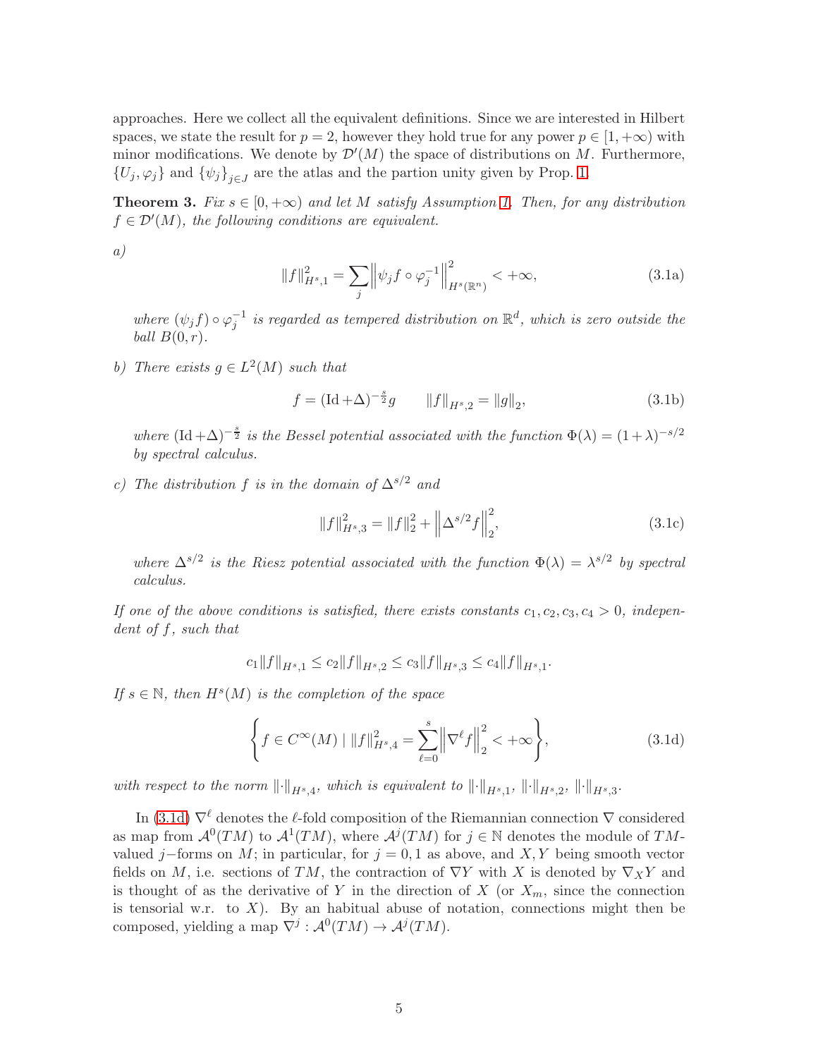approaches. Here we collect all the equivalent definitions. Since we are interested in Hilbert spaces, we state the result for $p = 2$, however they hold true for any power $p \in [1, +\infty)$ with minor modifications. We denote by $\mathcal{D}'(M)$ the space of distributions on $M$. Furthermore, $\{U_j, \varphi_j\}$ and $\{\psi_j\}_{j\in J}$ are the atlas and the partion unity given by Prop. 1.

**Theorem 3.** *Fix $s \in [0, +\infty)$ and let $M$ satisfy Assumption 1. Then, for any distribution $f \in \mathcal{D}'(M)$, the following conditions are equivalent.*

*a)*

$$\|f\|^2_{H^s,1} = \sum_j \left\| \psi_j f \circ \varphi_j^{-1} \right\|^2_{H^s(\mathbb{R}^n)} < +\infty, \tag{3.1a}$$

*where $(\psi_j f) \circ \varphi_j^{-1}$ is regarded as tempered distribution on $\mathbb{R}^d$, which is zero outside the ball $B(0, r)$.*

*b) There exists $g \in L^2(M)$ such that*

$$f = (\mathrm{Id} + \Delta)^{-\frac{s}{2}} g \qquad \|f\|_{H^s,2} = \|g\|_2, \tag{3.1b}$$

*where $(\mathrm{Id} + \Delta)^{-\frac{s}{2}}$ is the Bessel potential associated with the function $\Phi(\lambda) = (1+\lambda)^{-s/2}$ by spectral calculus.*

*c) The distribution $f$ is in the domain of $\Delta^{s/2}$ and*

$$\|f\|^2_{H^s,3} = \|f\|^2_2 + \left\| \Delta^{s/2} f \right\|^2_2, \tag{3.1c}$$

*where $\Delta^{s/2}$ is the Riesz potential associated with the function $\Phi(\lambda) = \lambda^{s/2}$ by spectral calculus.*

*If one of the above conditions is satisfied, there exists constants $c_1, c_2, c_3, c_4 > 0$, independent of $f$, such that*

$$c_1 \|f\|_{H^s,1} \le c_2 \|f\|_{H^s,2} \le c_3 \|f\|_{H^s,3} \le c_4 \|f\|_{H^s,1}.$$

*If $s \in \mathbb{N}$, then $H^s(M)$ is the completion of the space*

$$\left\{ f \in C^\infty(M) \mid \|f\|^2_{H^s,4} = \sum_{\ell=0}^{s} \left\| \nabla^\ell f \right\|^2_2 < +\infty \right\}, \tag{3.1d}$$

*with respect to the norm $\|\cdot\|_{H^s,4}$, which is equivalent to $\|\cdot\|_{H^s,1}$, $\|\cdot\|_{H^s,2}$, $\|\cdot\|_{H^s,3}$.*

In (3.1d) $\nabla^\ell$ denotes the $\ell$-fold composition of the Riemannian connection $\nabla$ considered as map from $\mathcal{A}^0(TM)$ to $\mathcal{A}^1(TM)$, where $\mathcal{A}^j(TM)$ for $j \in \mathbb{N}$ denotes the module of $TM$-valued $j-$forms on $M$; in particular, for $j = 0, 1$ as above, and $X, Y$ being smooth vector fields on $M$, i.e. sections of $TM$, the contraction of $\nabla Y$ with $X$ is denoted by $\nabla_X Y$ and is thought of as the derivative of $Y$ in the direction of $X$ (or $X_m$, since the connection is tensorial w.r. to $X$). By an habitual abuse of notation, connections might then be composed, yielding a map $\nabla^j : \mathcal{A}^0(TM) \to \mathcal{A}^j(TM)$.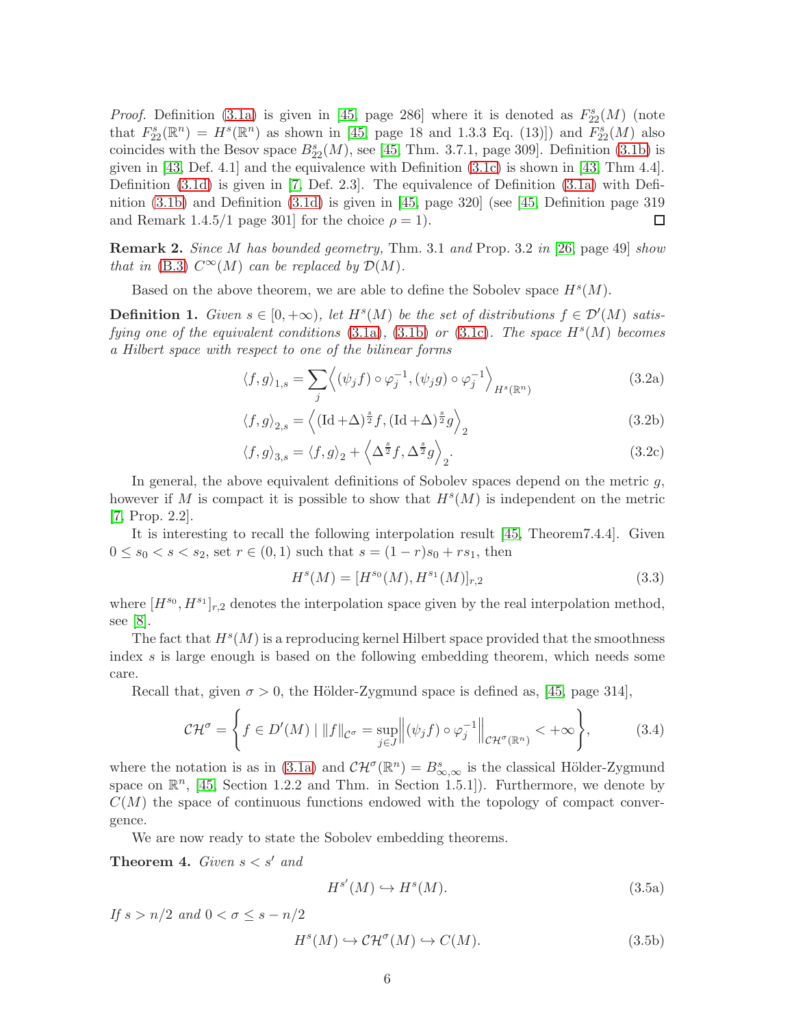*Proof.* Definition (3.1a) is given in [45, page 286] where it is denoted as $F^s_{22}(M)$ (note that $F^s_{22}(\mathbb{R}^n) = H^s(\mathbb{R}^n)$ as shown in [45, page 18 and 1.3.3 Eq. (13)]) and $F^s_{22}(M)$ also coincides with the Besov space $B^s_{22}(M)$, see [45, Thm. 3.7.1, page 309]. Definition (3.1b) is given in [43, Def. 4.1] and the equivalence with Definition (3.1c) is shown in [43, Thm 4.4]. Definition (3.1d) is given in [7, Def. 2.3]. The equivalence of Definition (3.1a) with Definition (3.1b) and Definition (3.1d) is given in [45, page 320] (see [45, Definition page 319 and Remark 1.4.5/1 page 301] for the choice $\rho = 1$). □

**Remark 2.** *Since $M$ has bounded geometry,* Thm. 3.1 *and* Prop. 3.2 *in* [26, page 49] *show that in* (B.3) *$C^\infty(M)$ can be replaced by $\mathcal{D}(M)$.*

Based on the above theorem, we are able to define the Sobolev space $H^s(M)$.

**Definition 1.** *Given $s \in [0, +\infty)$, let $H^s(M)$ be the set of distributions $f \in \mathcal{D}'(M)$ satisfying one of the equivalent conditions* (3.1a), (3.1b) *or* (3.1c). *The space $H^s(M)$ becomes a Hilbert space with respect to one of the bilinear forms*

$$\langle f, g \rangle_{1,s} = \sum_j \left\langle (\psi_j f) \circ \varphi_j^{-1}, (\psi_j g) \circ \varphi_j^{-1} \right\rangle_{H^s(\mathbb{R}^n)} \tag{3.2a}$$

$$\langle f, g \rangle_{2,s} = \left\langle (\mathrm{Id} + \Delta)^{\frac{s}{2}} f, (\mathrm{Id} + \Delta)^{\frac{s}{2}} g \right\rangle_2 \tag{3.2b}$$

$$\langle f, g \rangle_{3,s} = \langle f, g \rangle_2 + \left\langle \Delta^{\frac{s}{2}} f, \Delta^{\frac{s}{2}} g \right\rangle_2 . \tag{3.2c}$$

In general, the above equivalent definitions of Sobolev spaces depend on the metric $g$, however if $M$ is compact it is possible to show that $H^s(M)$ is independent on the metric [7, Prop. 2.2].

It is interesting to recall the following interpolation result [45, Theorem7.4.4]. Given $0 \le s_0 < s < s_2$, set $r \in (0, 1)$ such that $s = (1 - r)s_0 + rs_1$, then

$$H^s(M) = [H^{s_0}(M), H^{s_1}(M)]_{r,2} \tag{3.3}$$

where $[H^{s_0}, H^{s_1}]_{r,2}$ denotes the interpolation space given by the real interpolation method, see [8].

The fact that $H^s(M)$ is a reproducing kernel Hilbert space provided that the smoothness index $s$ is large enough is based on the following embedding theorem, which needs some care.

Recall that, given $\sigma > 0$, the Hölder-Zygmund space is defined as, [45, page 314],

$$\mathcal{CH}^\sigma = \left\{ f \in D'(M) \mid \|f\|_{\mathcal{C}^\sigma} = \sup_{j \in J} \left\| (\psi_j f) \circ \varphi_j^{-1} \right\|_{\mathcal{CH}^\sigma(\mathbb{R}^n)} < +\infty \right\}, \tag{3.4}$$

where the notation is as in (3.1a) and $\mathcal{CH}^\sigma(\mathbb{R}^n) = B^s_{\infty,\infty}$ is the classical Hölder-Zygmund space on $\mathbb{R}^n$, [45, Section 1.2.2 and Thm. in Section 1.5.1]). Furthermore, we denote by $C(M)$ the space of continuous functions endowed with the topology of compact convergence.

We are now ready to state the Sobolev embedding theorems.

**Theorem 4.** *Given $s < s'$ and*

$$H^{s'}(M) \hookrightarrow H^s(M). \tag{3.5a}$$

*If $s > n/2$ and $0 < \sigma \le s - n/2$*

$$H^s(M) \hookrightarrow \mathcal{CH}^\sigma(M) \hookrightarrow C(M). \tag{3.5b}$$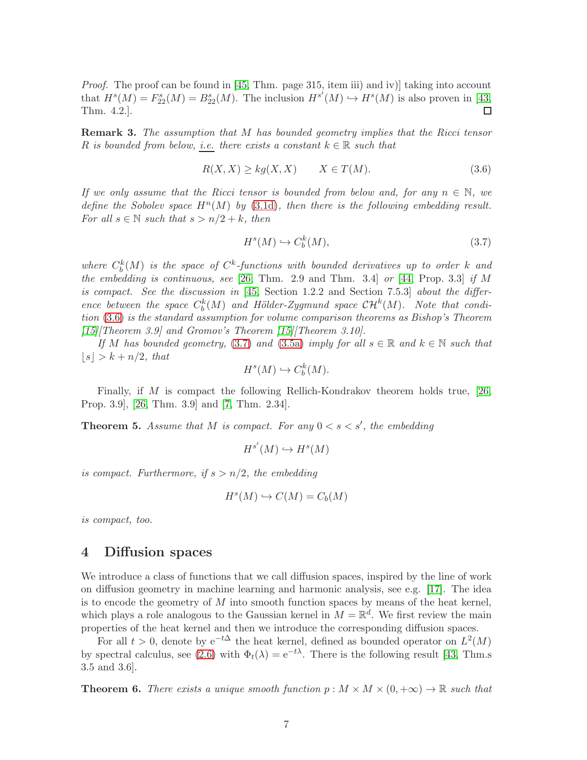*Proof.* The proof can be found in [45, Thm. page 315, item iii) and iv)] taking into account that $H^s(M) = F^s_{22}(M) = B^s_{22}(M)$. The inclusion $H^{s'}(M) \hookrightarrow H^s(M)$ is also proven in [43, Thm. 4.2.]. $\square$

**Remark 3.** *The assumption that $M$ has bounded geometry implies that the Ricci tensor $R$ is bounded from below, i.e. there exists a constant $k \in \mathbb{R}$ such that*

$$R(X, X) \geq k g(X, X) \qquad X \in T(M). \tag{3.6}$$

*If we only assume that the Ricci tensor is bounded from below and, for any $n \in \mathbb{N}$, we define the Sobolev space $H^n(M)$ by (3.1d), then there is the following embedding result. For all $s \in \mathbb{N}$ such that $s > n/2 + k$, then*

$$H^s(M) \hookrightarrow C^k_b(M), \tag{3.7}$$

*where $C^k_b(M)$ is the space of $C^k$-functions with bounded derivatives up to order $k$ and the embedding is continuous, see* [26, Thm. 2.9 and Thm. 3.4] *or* [44, Prop. 3.3] *if $M$ is compact. See the discussion in* [45, Section 1.2.2 and Section 7.5.3] *about the difference between the space $C^k_b(M)$ and Hölder-Zygmund space $\mathcal{CH}^k(M)$. Note that condition (3.6) is the standard assumption for volume comparison theorems as Bishop's Theorem [15][Theorem 3.9] and Gromov's Theorem [15][Theorem 3.10].*

*If $M$ has bounded geometry, (3.7) and (3.5a) imply for all $s \in \mathbb{R}$ and $k \in \mathbb{N}$ such that $\lfloor s \rfloor > k + n/2$, that*

$$H^s(M) \hookrightarrow C^k_b(M).$$

Finally, if $M$ is compact the following Rellich-Kondrakov theorem holds true, [26, Prop. 3.9], [26, Thm. 3.9] and [7, Thm. 2.34].

**Theorem 5.** *Assume that $M$ is compact. For any $0 < s < s'$, the embedding*

$$H^{s'}(M) \hookrightarrow H^s(M)$$

*is compact. Furthermore, if $s > n/2$, the embedding*

$$H^s(M) \hookrightarrow C(M) = C_b(M)$$

*is compact, too.*

## 4 Diffusion spaces

We introduce a class of functions that we call diffusion spaces, inspired by the line of work on diffusion geometry in machine learning and harmonic analysis, see e.g. [17]. The idea is to encode the geometry of $M$ into smooth function spaces by means of the heat kernel, which plays a role analogous to the Gaussian kernel in $M = \mathbb{R}^d$. We first review the main properties of the heat kernel and then we introduce the corresponding diffusion spaces.

For all $t > 0$, denote by $\mathrm{e}^{-t\Delta}$ the heat kernel, defined as bounded operator on $L^2(M)$ by spectral calculus, see (2.6) with $\Phi_t(\lambda) = \mathrm{e}^{-t\lambda}$. There is the following result [43, Thm.s 3.5 and 3.6].

**Theorem 6.** *There exists a unique smooth function $p : M \times M \times (0, +\infty) \to \mathbb{R}$ such that*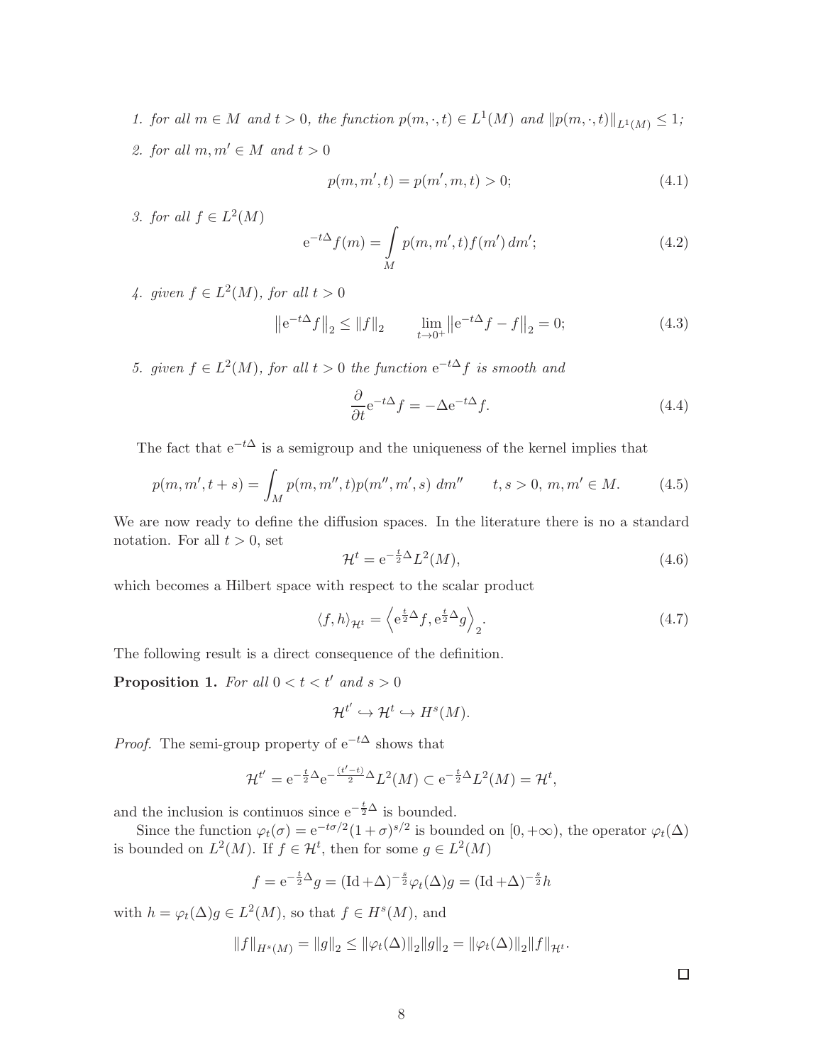1. *for all $m \in M$ and $t > 0$, the function $p(m, \cdot, t) \in L^1(M)$ and $\|p(m, \cdot, t)\|_{L^1(M)} \leq 1$;*
2. *for all $m, m' \in M$ and $t > 0$*

$$p(m, m', t) = p(m', m, t) > 0; \tag{4.1}$$

3. *for all $f \in L^2(M)$*

$$\mathrm{e}^{-t\Delta} f(m) = \int_M p(m, m', t) f(m')\, dm'; \tag{4.2}$$

4. *given $f \in L^2(M)$, for all $t > 0$*

$$\left\|\mathrm{e}^{-t\Delta} f\right\|_2 \leq \|f\|_2 \qquad \lim_{t \to 0^+} \left\|\mathrm{e}^{-t\Delta} f - f\right\|_2 = 0; \tag{4.3}$$

5. *given $f \in L^2(M)$, for all $t > 0$ the function $\mathrm{e}^{-t\Delta} f$ is smooth and*

$$\frac{\partial}{\partial t} \mathrm{e}^{-t\Delta} f = -\Delta \mathrm{e}^{-t\Delta} f. \tag{4.4}$$

The fact that $\mathrm{e}^{-t\Delta}$ is a semigroup and the uniqueness of the kernel implies that

$$p(m, m', t + s) = \int_M p(m, m'', t) p(m'', m', s)\; dm'' \qquad t, s > 0,\ m, m' \in M. \tag{4.5}$$

We are now ready to define the diffusion spaces. In the literature there is no a standard notation. For all $t > 0$, set

$$\mathcal{H}^t = \mathrm{e}^{-\frac{t}{2}\Delta} L^2(M), \tag{4.6}$$

which becomes a Hilbert space with respect to the scalar product

$$\langle f, h \rangle_{\mathcal{H}^t} = \left\langle \mathrm{e}^{\frac{t}{2}\Delta} f, \mathrm{e}^{\frac{t}{2}\Delta} g \right\rangle_2. \tag{4.7}$$

The following result is a direct consequence of the definition.

**Proposition 1.** *For all $0 < t < t'$ and $s > 0$*

$$\mathcal{H}^{t'} \hookrightarrow \mathcal{H}^t \hookrightarrow H^s(M).$$

*Proof.* The semi-group property of $\mathrm{e}^{-t\Delta}$ shows that

$$\mathcal{H}^{t'} = \mathrm{e}^{-\frac{t}{2}\Delta} \mathrm{e}^{-\frac{(t'-t)}{2}\Delta} L^2(M) \subset \mathrm{e}^{-\frac{t}{2}\Delta} L^2(M) = \mathcal{H}^t,$$

and the inclusion is continuos since $\mathrm{e}^{-\frac{t}{2}\Delta}$ is bounded.

Since the function $\varphi_t(\sigma) = \mathrm{e}^{-t\sigma/2}(1 + \sigma)^{s/2}$ is bounded on $[0, +\infty)$, the operator $\varphi_t(\Delta)$ is bounded on $L^2(M)$. If $f \in \mathcal{H}^t$, then for some $g \in L^2(M)$

$$f = \mathrm{e}^{-\frac{t}{2}\Delta} g = (\mathrm{Id} + \Delta)^{-\frac{s}{2}} \varphi_t(\Delta) g = (\mathrm{Id} + \Delta)^{-\frac{s}{2}} h$$

with $h = \varphi_t(\Delta) g \in L^2(M)$, so that $f \in H^s(M)$, and

$$\|f\|_{H^s(M)} = \|g\|_2 \leq \|\varphi_t(\Delta)\|_2 \|g\|_2 = \|\varphi_t(\Delta)\|_2 \|f\|_{\mathcal{H}^t}.$$

□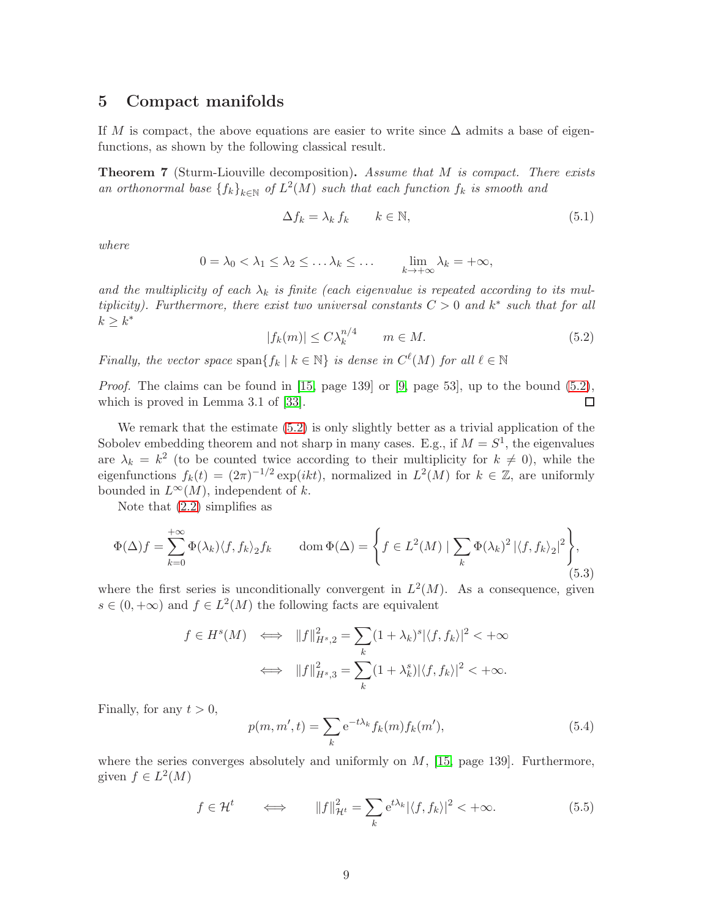## 5 Compact manifolds

If $M$ is compact, the above equations are easier to write since $\Delta$ admits a base of eigenfunctions, as shown by the following classical result.

**Theorem 7** (Sturm-Liouville decomposition)**.** *Assume that $M$ is compact. There exists an orthonormal base $\{f_k\}_{k\in\mathbb{N}}$ of $L^2(M)$ such that each function $f_k$ is smooth and*

$$\Delta f_k = \lambda_k f_k \qquad k \in \mathbb{N}, \tag{5.1}$$

*where*

$$0 = \lambda_0 < \lambda_1 \leq \lambda_2 \leq \ldots \lambda_k \leq \ldots \qquad \lim_{k\to+\infty} \lambda_k = +\infty,$$

*and the multiplicity of each $\lambda_k$ is finite (each eigenvalue is repeated according to its multiplicity). Furthermore, there exist two universal constants $C > 0$ and $k^*$ such that for all $k \geq k^*$*

$$|f_k(m)| \leq C\lambda_k^{n/4} \qquad m \in M. \tag{5.2}$$

*Finally, the vector space $\operatorname{span}\{f_k \mid k \in \mathbb{N}\}$ is dense in $C^\ell(M)$ for all $\ell \in \mathbb{N}$*

*Proof.* The claims can be found in [15, page 139] or [9, page 53], up to the bound (5.2), which is proved in Lemma 3.1 of [33]. □

We remark that the estimate (5.2) is only slightly better as a trivial application of the Sobolev embedding theorem and not sharp in many cases. E.g., if $M = S^1$, the eigenvalues are $\lambda_k = k^2$ (to be counted twice according to their multiplicity for $k \neq 0$), while the eigenfunctions $f_k(t) = (2\pi)^{-1/2}\exp(ikt)$, normalized in $L^2(M)$ for $k \in \mathbb{Z}$, are uniformly bounded in $L^\infty(M)$, independent of $k$.

Note that (2.2) simplifies as

$$\Phi(\Delta)f = \sum_{k=0}^{+\infty} \Phi(\lambda_k)\langle f, f_k\rangle_2 f_k \qquad \operatorname{dom}\Phi(\Delta) = \left\{ f \in L^2(M) \mid \sum_k \Phi(\lambda_k)^2 \left|\langle f, f_k\rangle_2\right|^2 \right\}, \tag{5.3}$$

where the first series is unconditionally convergent in $L^2(M)$. As a consequence, given $s \in (0, +\infty)$ and $f \in L^2(M)$ the following facts are equivalent

$$\begin{aligned} f \in H^s(M) \quad &\Longleftrightarrow \quad \|f\|^2_{H^s,2} = \sum_k (1+\lambda_k)^s |\langle f, f_k\rangle|^2 < +\infty \\ &\Longleftrightarrow \quad \|f\|^2_{H^s,3} = \sum_k (1+\lambda_k^s) |\langle f, f_k\rangle|^2 < +\infty. \end{aligned}$$

Finally, for any $t > 0$,

$$p(m, m', t) = \sum_k \mathrm{e}^{-t\lambda_k} f_k(m) f_k(m'), \tag{5.4}$$

where the series converges absolutely and uniformly on $M$, [15, page 139]. Furthermore, given $f \in L^2(M)$

$$f \in \mathcal{H}^t \qquad \Longleftrightarrow \qquad \|f\|^2_{\mathcal{H}^t} = \sum_k \mathrm{e}^{t\lambda_k} |\langle f, f_k\rangle|^2 < +\infty. \tag{5.5}$$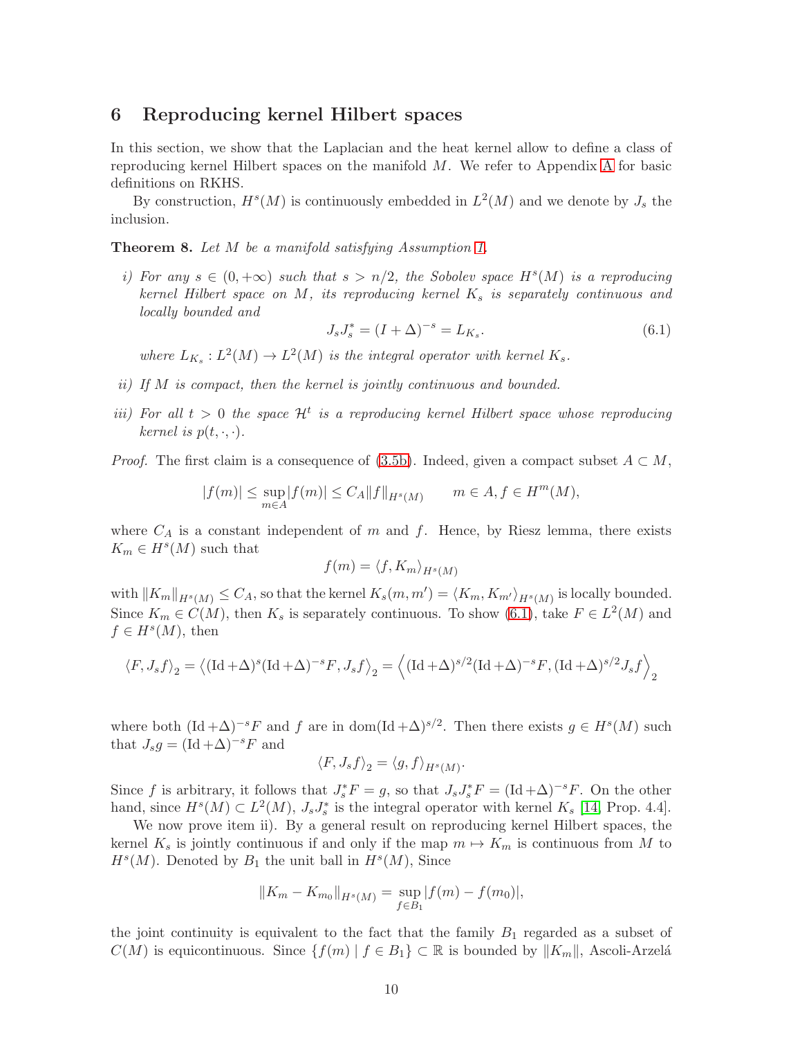## 6 Reproducing kernel Hilbert spaces

In this section, we show that the Laplacian and the heat kernel allow to define a class of reproducing kernel Hilbert spaces on the manifold $M$. We refer to Appendix A for basic definitions on RKHS.

By construction, $H^s(M)$ is continuously embedded in $L^2(M)$ and we denote by $J_s$ the inclusion.

**Theorem 8.** *Let $M$ be a manifold satisfying Assumption 1.*

*i) For any $s \in (0, +\infty)$ such that $s > n/2$, the Sobolev space $H^s(M)$ is a reproducing kernel Hilbert space on $M$, its reproducing kernel $K_s$ is separately continuous and locally bounded and*

$$J_s J_s^* = (I + \Delta)^{-s} = L_{K_s}. \tag{6.1}$$

*where $L_{K_s} : L^2(M) \to L^2(M)$ is the integral operator with kernel $K_s$.*

*ii) If $M$ is compact, then the kernel is jointly continuous and bounded.*

*iii) For all $t > 0$ the space $\mathcal{H}^t$ is a reproducing kernel Hilbert space whose reproducing kernel is $p(t, \cdot, \cdot)$.*

*Proof.* The first claim is a consequence of (3.5b). Indeed, given a compact subset $A \subset M$,

$$|f(m)| \leq \sup_{m \in A} |f(m)| \leq C_A \|f\|_{H^s(M)} \qquad m \in A, f \in H^m(M),$$

where $C_A$ is a constant independent of $m$ and $f$. Hence, by Riesz lemma, there exists $K_m \in H^s(M)$ such that

$$f(m) = \langle f, K_m \rangle_{H^s(M)}$$

with $\|K_m\|_{H^s(M)} \leq C_A$, so that the kernel $K_s(m, m') = \langle K_m, K_{m'} \rangle_{H^s(M)}$ is locally bounded. Since $K_m \in C(M)$, then $K_s$ is separately continuous. To show (6.1), take $F \in L^2(M)$ and $f \in H^s(M)$, then

$$\langle F, J_s f \rangle_2 = \left\langle (\mathrm{Id} + \Delta)^s (\mathrm{Id} + \Delta)^{-s} F, J_s f \right\rangle_2 = \left\langle (\mathrm{Id} + \Delta)^{s/2} (\mathrm{Id} + \Delta)^{-s} F, (\mathrm{Id} + \Delta)^{s/2} J_s f \right\rangle_2$$

where both $(\mathrm{Id} + \Delta)^{-s} F$ and $f$ are in $\mathrm{dom}(\mathrm{Id} + \Delta)^{s/2}$. Then there exists $g \in H^s(M)$ such that $J_s g = (\mathrm{Id} + \Delta)^{-s} F$ and

$$\langle F, J_s f \rangle_2 = \langle g, f \rangle_{H^s(M)}.$$

Since $f$ is arbitrary, it follows that $J_s^* F = g$, so that $J_s J_s^* F = (\mathrm{Id} + \Delta)^{-s} F$. On the other hand, since $H^s(M) \subset L^2(M)$, $J_s J_s^*$ is the integral operator with kernel $K_s$ [14, Prop. 4.4].

We now prove item ii). By a general result on reproducing kernel Hilbert spaces, the kernel $K_s$ is jointly continuous if and only if the map $m \mapsto K_m$ is continuous from $M$ to $H^s(M)$. Denoted by $B_1$ the unit ball in $H^s(M)$, Since

$$\|K_m - K_{m_0}\|_{H^s(M)} = \sup_{f \in B_1} |f(m) - f(m_0)|,$$

the joint continuity is equivalent to the fact that the family $B_1$ regarded as a subset of $C(M)$ is equicontinuous. Since $\{f(m) \mid f \in B_1\} \subset \mathbb{R}$ is bounded by $\|K_m\|$, Ascoli-Arzelá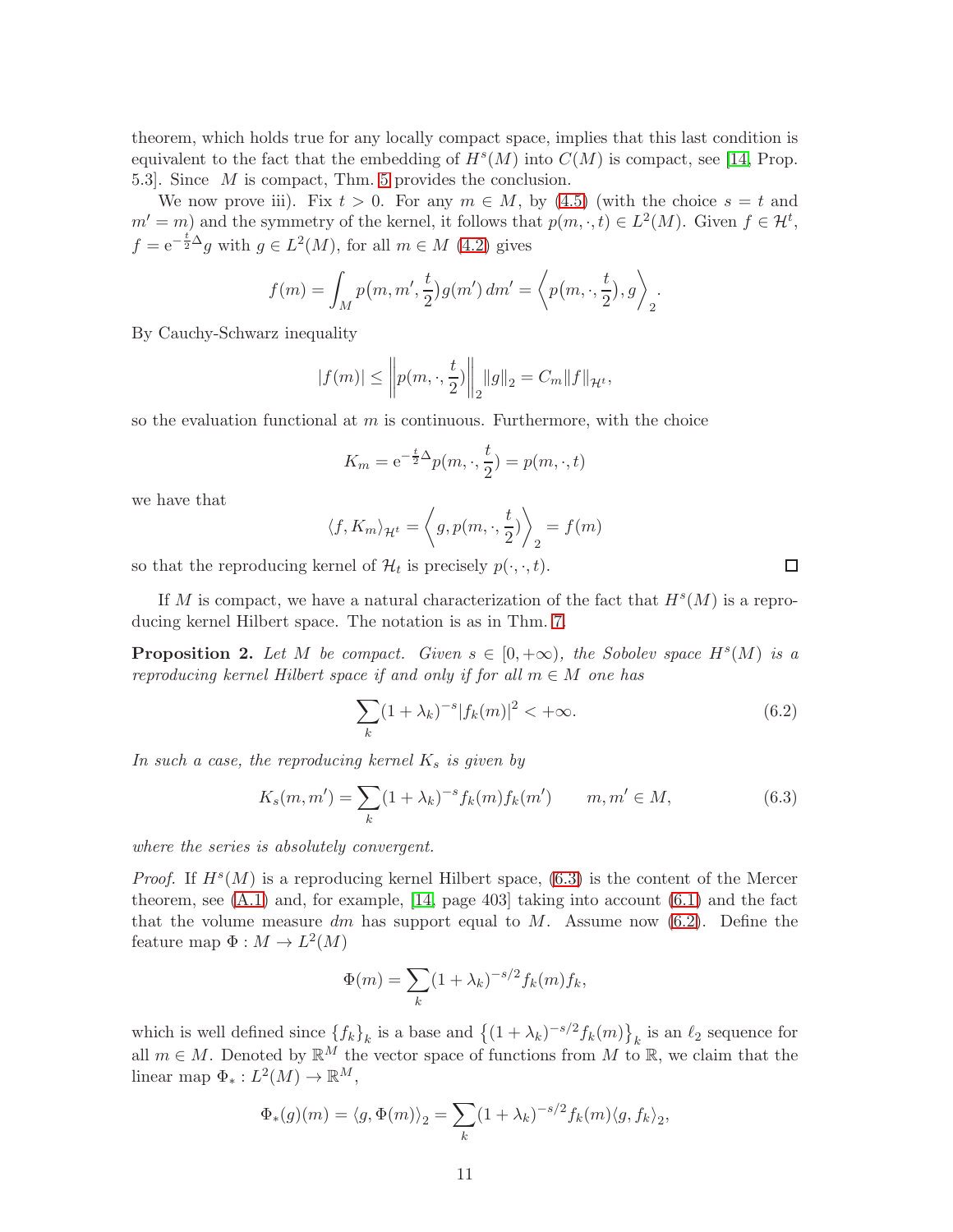theorem, which holds true for any locally compact space, implies that this last condition is equivalent to the fact that the embedding of $H^s(M)$ into $C(M)$ is compact, see [14, Prop. 5.3]. Since $M$ is compact, Thm. 5 provides the conclusion.

We now prove iii). Fix $t > 0$. For any $m \in M$, by (4.5) (with the choice $s = t$ and $m' = m$) and the symmetry of the kernel, it follows that $p(m, \cdot, t) \in L^2(M)$. Given $f \in \mathcal{H}^t$, $f = \mathrm{e}^{-\frac{t}{2}\Delta} g$ with $g \in L^2(M)$, for all $m \in M$ (4.2) gives

$$f(m) = \int_M p\big(m, m', \frac{t}{2}\big) g(m')\, dm' = \left\langle p\big(m, \cdot, \frac{t}{2}\big), g \right\rangle_2.$$

By Cauchy-Schwarz inequality

$$|f(m)| \leq \left\| p\big(m, \cdot, \frac{t}{2}\big) \right\|_2 \|g\|_2 = C_m \|f\|_{\mathcal{H}^t},$$

so the evaluation functional at $m$ is continuous. Furthermore, with the choice

$$K_m = \mathrm{e}^{-\frac{t}{2}\Delta} p\big(m, \cdot, \frac{t}{2}\big) = p(m, \cdot, t)$$

we have that

$$\langle f, K_m \rangle_{\mathcal{H}^t} = \left\langle g, p\big(m, \cdot, \frac{t}{2}\big) \right\rangle_2 = f(m)$$

so that the reproducing kernel of $\mathcal{H}_t$ is precisely $p(\cdot, \cdot, t)$. □

If $M$ is compact, we have a natural characterization of the fact that $H^s(M)$ is a reproducing kernel Hilbert space. The notation is as in Thm. 7.

**Proposition 2.** *Let $M$ be compact. Given $s \in [0, +\infty)$, the Sobolev space $H^s(M)$ is a reproducing kernel Hilbert space if and only if for all $m \in M$ one has*

$$\sum_k (1 + \lambda_k)^{-s} |f_k(m)|^2 < +\infty. \tag{6.2}$$

*In such a case, the reproducing kernel $K_s$ is given by*

$$K_s(m, m') = \sum_k (1 + \lambda_k)^{-s} f_k(m) f_k(m') \qquad m, m' \in M, \tag{6.3}$$

*where the series is absolutely convergent.*

*Proof.* If $H^s(M)$ is a reproducing kernel Hilbert space, (6.3) is the content of the Mercer theorem, see (A.1) and, for example, [14, page 403] taking into account (6.1) and the fact that the volume measure $dm$ has support equal to $M$. Assume now (6.2). Define the feature map $\Phi : M \to L^2(M)$

$$\Phi(m) = \sum_k (1 + \lambda_k)^{-s/2} f_k(m) f_k,$$

which is well defined since $\{f_k\}_k$ is a base and $\left\{(1 + \lambda_k)^{-s/2} f_k(m)\right\}_k$ is an $\ell_2$ sequence for all $m \in M$. Denoted by $\mathbb{R}^M$ the vector space of functions from $M$ to $\mathbb{R}$, we claim that the linear map $\Phi_* : L^2(M) \to \mathbb{R}^M$,

$$\Phi_*(g)(m) = \langle g, \Phi(m) \rangle_2 = \sum_k (1 + \lambda_k)^{-s/2} f_k(m) \langle g, f_k \rangle_2,$$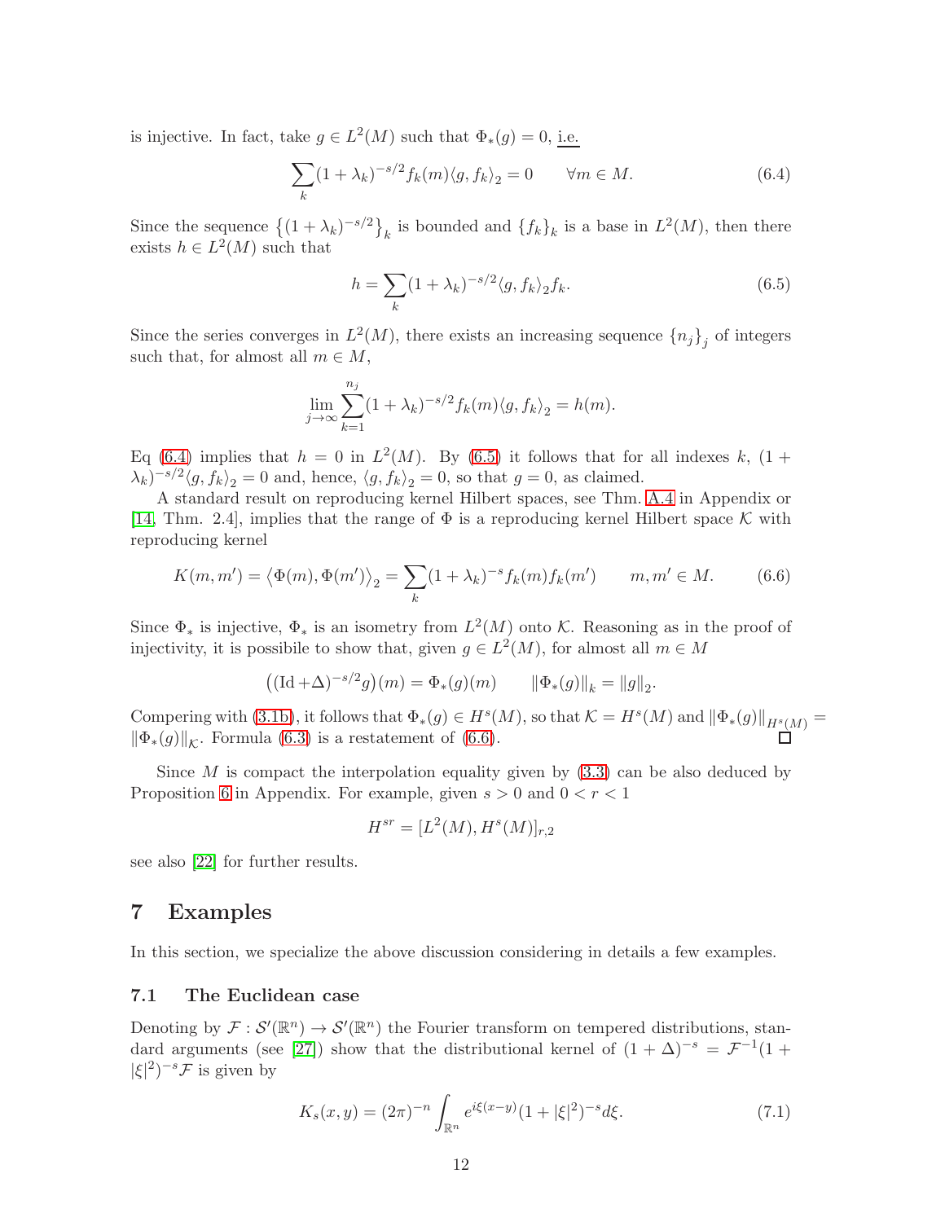is injective. In fact, take $g \in L^2(M)$ such that $\Phi_*(g) = 0$, i.e.

$$\sum_k (1+\lambda_k)^{-s/2} f_k(m) \langle g, f_k \rangle_2 = 0 \qquad \forall m \in M. \tag{6.4}$$

Since the sequence $\{(1+\lambda_k)^{-s/2}\}_k$ is bounded and $\{f_k\}_k$ is a base in $L^2(M)$, then there exists $h \in L^2(M)$ such that

$$h = \sum_k (1+\lambda_k)^{-s/2} \langle g, f_k \rangle_2 f_k. \tag{6.5}$$

Since the series converges in $L^2(M)$, there exists an increasing sequence $\{n_j\}_j$ of integers such that, for almost all $m \in M$,

$$\lim_{j\to\infty} \sum_{k=1}^{n_j} (1+\lambda_k)^{-s/2} f_k(m) \langle g, f_k \rangle_2 = h(m).$$

Eq (6.4) implies that $h = 0$ in $L^2(M)$. By (6.5) it follows that for all indexes $k$, $(1 + \lambda_k)^{-s/2}\langle g, f_k \rangle_2 = 0$ and, hence, $\langle g, f_k \rangle_2 = 0$, so that $g = 0$, as claimed.

A standard result on reproducing kernel Hilbert spaces, see Thm. A.4 in Appendix or [14, Thm. 2.4], implies that the range of $\Phi$ is a reproducing kernel Hilbert space $\mathcal{K}$ with reproducing kernel

$$K(m, m') = \langle \Phi(m), \Phi(m') \rangle_2 = \sum_k (1+\lambda_k)^{-s} f_k(m) f_k(m') \qquad m, m' \in M. \tag{6.6}$$

Since $\Phi_*$ is injective, $\Phi_*$ is an isometry from $L^2(M)$ onto $\mathcal{K}$. Reasoning as in the proof of injectivity, it is possibile to show that, given $g \in L^2(M)$, for almost all $m \in M$

$$\big((\mathrm{Id} + \Delta)^{-s/2} g\big)(m) = \Phi_*(g)(m) \qquad \|\Phi_*(g)\|_k = \|g\|_2.$$

Compering with (3.1b), it follows that $\Phi_*(g) \in H^s(M)$, so that $\mathcal{K} = H^s(M)$ and $\|\Phi_*(g)\|_{H^s(M)} = \|\Phi_*(g)\|_{\mathcal{K}}$. Formula (6.3) is a restatement of (6.6). $\square$

Since $M$ is compact the interpolation equality given by (3.3) can be also deduced by Proposition 6 in Appendix. For example, given $s > 0$ and $0 < r < 1$

$$H^{sr} = [L^2(M), H^s(M)]_{r,2}$$

see also [22] for further results.

# 7 Examples

In this section, we specialize the above discussion considering in details a few examples.

## 7.1 The Euclidean case

Denoting by $\mathcal{F} : \mathcal{S}'(\mathbb{R}^n) \to \mathcal{S}'(\mathbb{R}^n)$ the Fourier transform on tempered distributions, standard arguments (see [27]) show that the distributional kernel of $(1 + \Delta)^{-s} = \mathcal{F}^{-1}(1 + |\xi|^2)^{-s}\mathcal{F}$ is given by

$$K_s(x, y) = (2\pi)^{-n} \int_{\mathbb{R}^n} e^{i\xi(x-y)} (1 + |\xi|^2)^{-s} d\xi. \tag{7.1}$$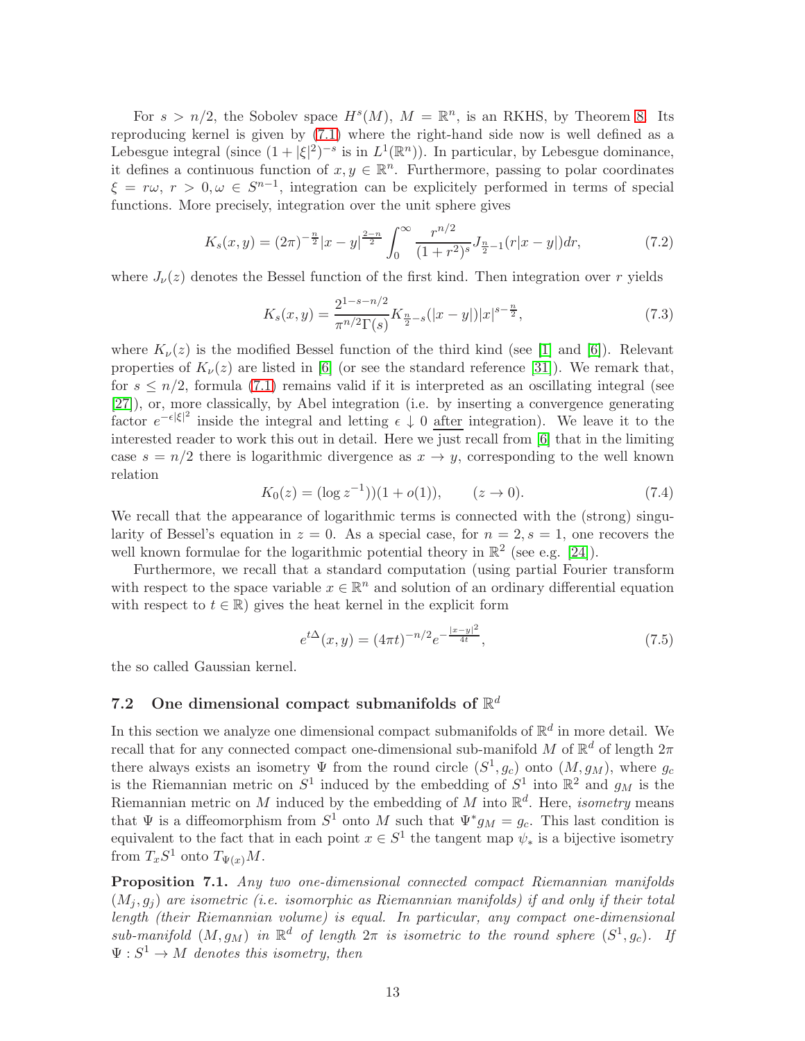For $s > n/2$, the Sobolev space $H^s(M)$, $M = \mathbb{R}^n$, is an RKHS, by Theorem 8. Its reproducing kernel is given by (7.1) where the right-hand side now is well defined as a Lebesgue integral (since $(1+|\xi|^2)^{-s}$ is in $L^1(\mathbb{R}^n)$). In particular, by Lebesgue dominance, it defines a continuous function of $x, y \in \mathbb{R}^n$. Furthermore, passing to polar coordinates $\xi = r\omega$, $r > 0, \omega \in S^{n-1}$, integration can be explicitely performed in terms of special functions. More precisely, integration over the unit sphere gives

$$K_s(x,y) = (2\pi)^{-\frac{n}{2}}|x-y|^{\frac{2-n}{2}} \int_0^\infty \frac{r^{n/2}}{(1+r^2)^s} J_{\frac{n}{2}-1}(r|x-y|)dr, \tag{7.2}$$

where $J_\nu(z)$ denotes the Bessel function of the first kind. Then integration over $r$ yields

$$K_s(x,y) = \frac{2^{1-s-n/2}}{\pi^{n/2}\Gamma(s)} K_{\frac{n}{2}-s}(|x-y|)|x|^{s-\frac{n}{2}}, \tag{7.3}$$

where $K_\nu(z)$ is the modified Bessel function of the third kind (see [1] and [6]). Relevant properties of $K_\nu(z)$ are listed in [6] (or see the standard reference [31]). We remark that, for $s \le n/2$, formula (7.1) remains valid if it is interpreted as an oscillating integral (see [27]), or, more classically, by Abel integration (i.e. by inserting a convergence generating factor $e^{-\epsilon|\xi|^2}$ inside the integral and letting $\epsilon \downarrow 0$ after integration). We leave it to the interested reader to work this out in detail. Here we just recall from [6] that in the limiting case $s = n/2$ there is logarithmic divergence as $x \to y$, corresponding to the well known relation

$$K_0(z) = (\log z^{-1}))(1 + o(1)), \qquad (z \to 0). \tag{7.4}$$

We recall that the appearance of logarithmic terms is connected with the (strong) singularity of Bessel's equation in $z = 0$. As a special case, for $n = 2, s = 1$, one recovers the well known formulae for the logarithmic potential theory in $\mathbb{R}^2$ (see e.g. [24]).

Furthermore, we recall that a standard computation (using partial Fourier transform with respect to the space variable $x \in \mathbb{R}^n$ and solution of an ordinary differential equation with respect to $t \in \mathbb{R}$) gives the heat kernel in the explicit form

$$e^{t\Delta}(x,y) = (4\pi t)^{-n/2} e^{-\frac{|x-y|^2}{4t}}, \tag{7.5}$$

the so called Gaussian kernel.

## 7.2 One dimensional compact submanifolds of $\mathbb{R}^d$

In this section we analyze one dimensional compact submanifolds of $\mathbb{R}^d$ in more detail. We recall that for any connected compact one-dimensional sub-manifold $M$ of $\mathbb{R}^d$ of length $2\pi$ there always exists an isometry $\Psi$ from the round circle $(S^1, g_c)$ onto $(M, g_M)$, where $g_c$ is the Riemannian metric on $S^1$ induced by the embedding of $S^1$ into $\mathbb{R}^2$ and $g_M$ is the Riemannian metric on $M$ induced by the embedding of $M$ into $\mathbb{R}^d$. Here, *isometry* means that $\Psi$ is a diffeomorphism from $S^1$ onto $M$ such that $\Psi^* g_M = g_c$. This last condition is equivalent to the fact that in each point $x \in S^1$ the tangent map $\psi_*$ is a bijective isometry from $T_x S^1$ onto $T_{\Psi(x)}M$.

**Proposition 7.1.** *Any two one-dimensional connected compact Riemannian manifolds $(M_j, g_j)$ are isometric (i.e. isomorphic as Riemannian manifolds) if and only if their total length (their Riemannian volume) is equal. In particular, any compact one-dimensional sub-manifold $(M, g_M)$ in $\mathbb{R}^d$ of length $2\pi$ is isometric to the round sphere $(S^1, g_c)$. If $\Psi : S^1 \to M$ denotes this isometry, then*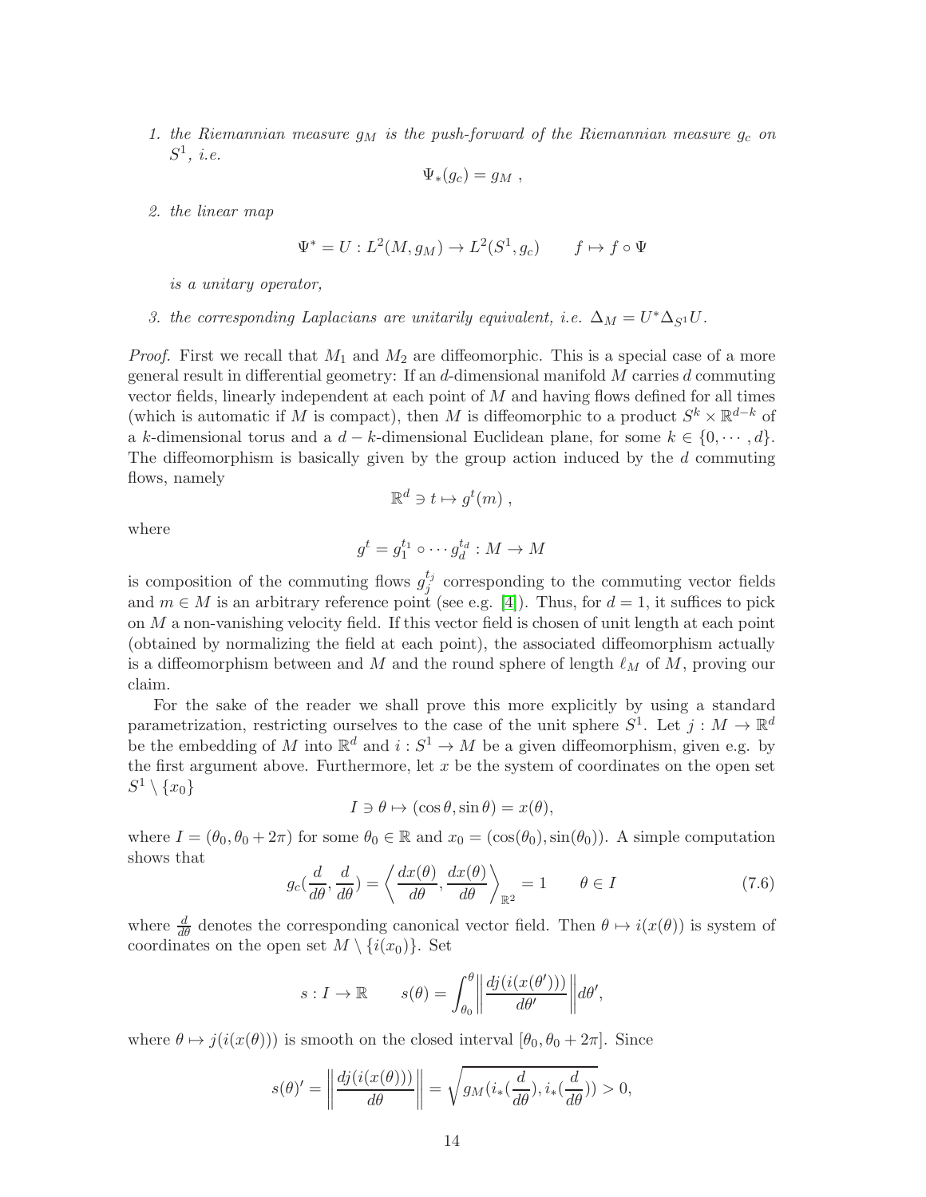1. *the Riemannian measure $g_M$ is the push-forward of the Riemannian measure $g_c$ on $S^1$, i.e.*

$$\Psi_*(g_c) = g_M ,$$

2. *the linear map*

$$\Psi^* = U : L^2(M, g_M) \to L^2(S^1, g_c) \qquad f \mapsto f \circ \Psi$$

*is a unitary operator,*

3. *the corresponding Laplacians are unitarily equivalent, i.e. $\Delta_M = U^* \Delta_{S^1} U$.*

*Proof.* First we recall that $M_1$ and $M_2$ are diffeomorphic. This is a special case of a more general result in differential geometry: If an $d$-dimensional manifold $M$ carries $d$ commuting vector fields, linearly independent at each point of $M$ and having flows defined for all times (which is automatic if $M$ is compact), then $M$ is diffeomorphic to a product $S^k \times \mathbb{R}^{d-k}$ of a $k$-dimensional torus and a $d-k$-dimensional Euclidean plane, for some $k \in \{0, \cdots, d\}$. The diffeomorphism is basically given by the group action induced by the $d$ commuting flows, namely

$$\mathbb{R}^d \ni t \mapsto g^t(m) ,$$

where

$$g^t = g_1^{t_1} \circ \cdots g_d^{t_d} : M \to M$$

is composition of the commuting flows $g_j^{t_j}$ corresponding to the commuting vector fields and $m \in M$ is an arbitrary reference point (see e.g. [4]). Thus, for $d = 1$, it suffices to pick on $M$ a non-vanishing velocity field. If this vector field is chosen of unit length at each point (obtained by normalizing the field at each point), the associated diffeomorphism actually is a diffeomorphism between and $M$ and the round sphere of length $\ell_M$ of $M$, proving our claim.

For the sake of the reader we shall prove this more explicitly by using a standard parametrization, restricting ourselves to the case of the unit sphere $S^1$. Let $j : M \to \mathbb{R}^d$ be the embedding of $M$ into $\mathbb{R}^d$ and $i : S^1 \to M$ be a given diffeomorphism, given e.g. by the first argument above. Furthermore, let $x$ be the system of coordinates on the open set $S^1 \setminus \{x_0\}$

$$I \ni \theta \mapsto (\cos\theta, \sin\theta) = x(\theta),$$

where $I = (\theta_0, \theta_0 + 2\pi)$ for some $\theta_0 \in \mathbb{R}$ and $x_0 = (\cos(\theta_0), \sin(\theta_0))$. A simple computation shows that

$$g_c(\frac{d}{d\theta}, \frac{d}{d\theta}) = \left\langle \frac{dx(\theta)}{d\theta}, \frac{dx(\theta)}{d\theta} \right\rangle_{\mathbb{R}^2} = 1 \qquad \theta \in I \tag{7.6}$$

where $\frac{d}{d\theta}$ denotes the corresponding canonical vector field. Then $\theta \mapsto i(x(\theta))$ is system of coordinates on the open set $M \setminus \{i(x_0)\}$. Set

$$s : I \to \mathbb{R} \qquad s(\theta) = \int_{\theta_0}^{\theta} \left\| \frac{dj(i(x(\theta')))}{d\theta'} \right\| d\theta',$$

where $\theta \mapsto j(i(x(\theta)))$ is smooth on the closed interval $[\theta_0, \theta_0 + 2\pi]$. Since

$$s(\theta)' = \left\| \frac{dj(i(x(\theta)))}{d\theta} \right\| = \sqrt{g_M(i_*(\frac{d}{d\theta}), i_*(\frac{d}{d\theta}))} > 0,$$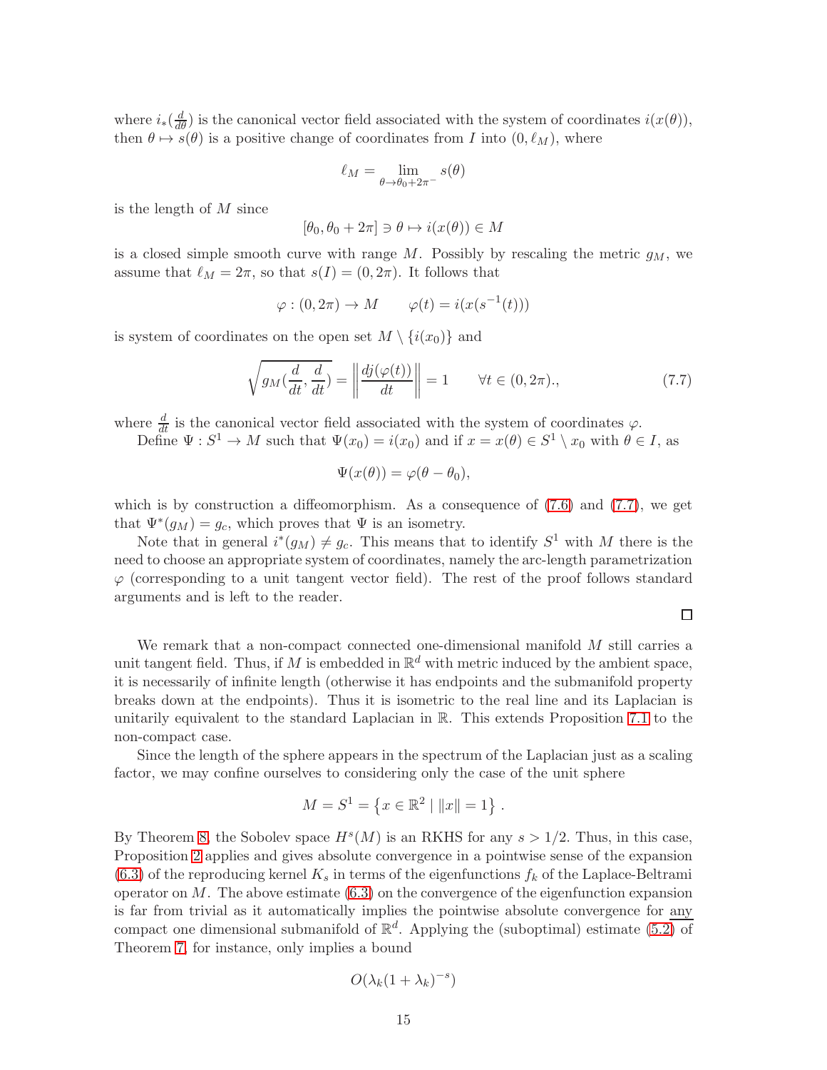where $i_*(\frac{d}{d\theta})$ is the canonical vector field associated with the system of coordinates $i(x(\theta))$, then $\theta \mapsto s(\theta)$ is a positive change of coordinates from $I$ into $(0, \ell_M)$, where

$$\ell_M = \lim_{\theta \to \theta_0 + 2\pi^-} s(\theta)$$

is the length of $M$ since

$$[\theta_0, \theta_0 + 2\pi] \ni \theta \mapsto i(x(\theta)) \in M$$

is a closed simple smooth curve with range $M$. Possibly by rescaling the metric $g_M$, we assume that $\ell_M = 2\pi$, so that $s(I) = (0, 2\pi)$. It follows that

$$\varphi : (0, 2\pi) \to M \qquad \varphi(t) = i(x(s^{-1}(t)))$$

is system of coordinates on the open set $M \setminus \{i(x_0)\}$ and

$$\sqrt{g_M(\frac{d}{dt}, \frac{d}{dt})} = \left\| \frac{dj(\varphi(t))}{dt} \right\| = 1 \qquad \forall t \in (0, 2\pi)., \tag{7.7}$$

where $\frac{d}{dt}$ is the canonical vector field associated with the system of coordinates $\varphi$.

Define $\Psi : S^1 \to M$ such that $\Psi(x_0) = i(x_0)$ and if $x = x(\theta) \in S^1 \setminus x_0$ with $\theta \in I$, as

$$\Psi(x(\theta)) = \varphi(\theta - \theta_0),$$

which is by construction a diffeomorphism. As a consequence of (7.6) and (7.7), we get that $\Psi^*(g_M) = g_c$, which proves that $\Psi$ is an isometry.

Note that in general $i^*(g_M) \neq g_c$. This means that to identify $S^1$ with $M$ there is the need to choose an appropriate system of coordinates, namely the arc-length parametrization $\varphi$ (corresponding to a unit tangent vector field). The rest of the proof follows standard arguments and is left to the reader.

□

We remark that a non-compact connected one-dimensional manifold $M$ still carries a unit tangent field. Thus, if $M$ is embedded in $\mathbb{R}^d$ with metric induced by the ambient space, it is necessarily of infinite length (otherwise it has endpoints and the submanifold property breaks down at the endpoints). Thus it is isometric to the real line and its Laplacian is unitarily equivalent to the standard Laplacian in $\mathbb{R}$. This extends Proposition 7.1 to the non-compact case.

Since the length of the sphere appears in the spectrum of the Laplacian just as a scaling factor, we may confine ourselves to considering only the case of the unit sphere

$$M = S^1 = \left\{ x \in \mathbb{R}^2 \mid \|x\| = 1 \right\}.$$

By Theorem 8, the Sobolev space $H^s(M)$ is an RKHS for any $s > 1/2$. Thus, in this case, Proposition 2 applies and gives absolute convergence in a pointwise sense of the expansion (6.3) of the reproducing kernel $K_s$ in terms of the eigenfunctions $f_k$ of the Laplace-Beltrami operator on $M$. The above estimate (6.3) on the convergence of the eigenfunction expansion is far from trivial as it automatically implies the pointwise absolute convergence for <u>any</u> compact one dimensional submanifold of $\mathbb{R}^d$. Applying the (suboptimal) estimate (5.2) of Theorem 7, for instance, only implies a bound

$$O(\lambda_k(1 + \lambda_k)^{-s})$$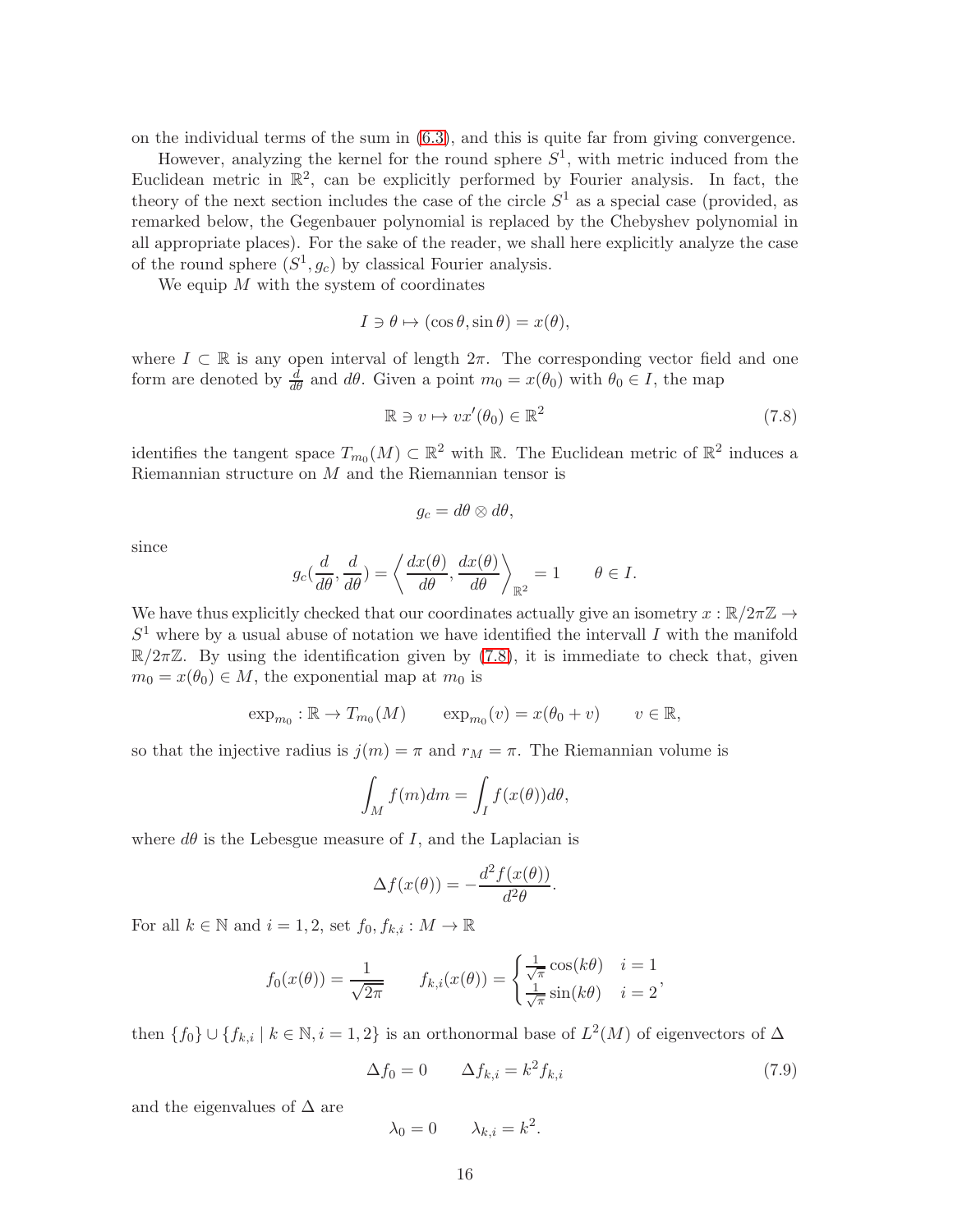on the individual terms of the sum in (6.3), and this is quite far from giving convergence.

However, analyzing the kernel for the round sphere $S^1$, with metric induced from the Euclidean metric in $\mathbb{R}^2$, can be explicitly performed by Fourier analysis. In fact, the theory of the next section includes the case of the circle $S^1$ as a special case (provided, as remarked below, the Gegenbauer polynomial is replaced by the Chebyshev polynomial in all appropriate places). For the sake of the reader, we shall here explicitly analyze the case of the round sphere $(S^1, g_c)$ by classical Fourier analysis.

We equip $M$ with the system of coordinates

$$I \ni \theta \mapsto (\cos\theta, \sin\theta) = x(\theta),$$

where $I \subset \mathbb{R}$ is any open interval of length $2\pi$. The corresponding vector field and one form are denoted by $\frac{d}{d\theta}$ and $d\theta$. Given a point $m_0 = x(\theta_0)$ with $\theta_0 \in I$, the map

$$\mathbb{R} \ni v \mapsto v x'(\theta_0) \in \mathbb{R}^2 \tag{7.8}$$

identifies the tangent space $T_{m_0}(M) \subset \mathbb{R}^2$ with $\mathbb{R}$. The Euclidean metric of $\mathbb{R}^2$ induces a Riemannian structure on $M$ and the Riemannian tensor is

$$g_c = d\theta \otimes d\theta,$$

since

$$g_c\left(\frac{d}{d\theta}, \frac{d}{d\theta}\right) = \left\langle \frac{dx(\theta)}{d\theta}, \frac{dx(\theta)}{d\theta} \right\rangle_{\mathbb{R}^2} = 1 \qquad \theta \in I.$$

We have thus explicitly checked that our coordinates actually give an isometry $x : \mathbb{R}/2\pi\mathbb{Z} \to S^1$ where by a usual abuse of notation we have identified the intervall $I$ with the manifold $\mathbb{R}/2\pi\mathbb{Z}$. By using the identification given by (7.8), it is immediate to check that, given $m_0 = x(\theta_0) \in M$, the exponential map at $m_0$ is

$$\exp_{m_0} : \mathbb{R} \to T_{m_0}(M) \qquad \exp_{m_0}(v) = x(\theta_0 + v) \qquad v \in \mathbb{R},$$

so that the injective radius is $j(m) = \pi$ and $r_M = \pi$. The Riemannian volume is

$$\int_M f(m)dm = \int_I f(x(\theta))d\theta,$$

where $d\theta$ is the Lebesgue measure of $I$, and the Laplacian is

$$\Delta f(x(\theta)) = -\frac{d^2 f(x(\theta))}{d^2\theta}.$$

For all $k \in \mathbb{N}$ and $i = 1, 2$, set $f_0, f_{k,i} : M \to \mathbb{R}$

$$f_0(x(\theta)) = \frac{1}{\sqrt{2\pi}} \qquad f_{k,i}(x(\theta)) = \begin{cases} \frac{1}{\sqrt{\pi}}\cos(k\theta) & i = 1 \\ \frac{1}{\sqrt{\pi}}\sin(k\theta) & i = 2 \end{cases},$$

then $\{f_0\} \cup \{f_{k,i} \mid k \in \mathbb{N}, i = 1, 2\}$ is an orthonormal base of $L^2(M)$ of eigenvectors of $\Delta$

$$\Delta f_0 = 0 \qquad \Delta f_{k,i} = k^2 f_{k,i} \tag{7.9}$$

and the eigenvalues of $\Delta$ are

$$\lambda_0 = 0 \qquad \lambda_{k,i} = k^2.$$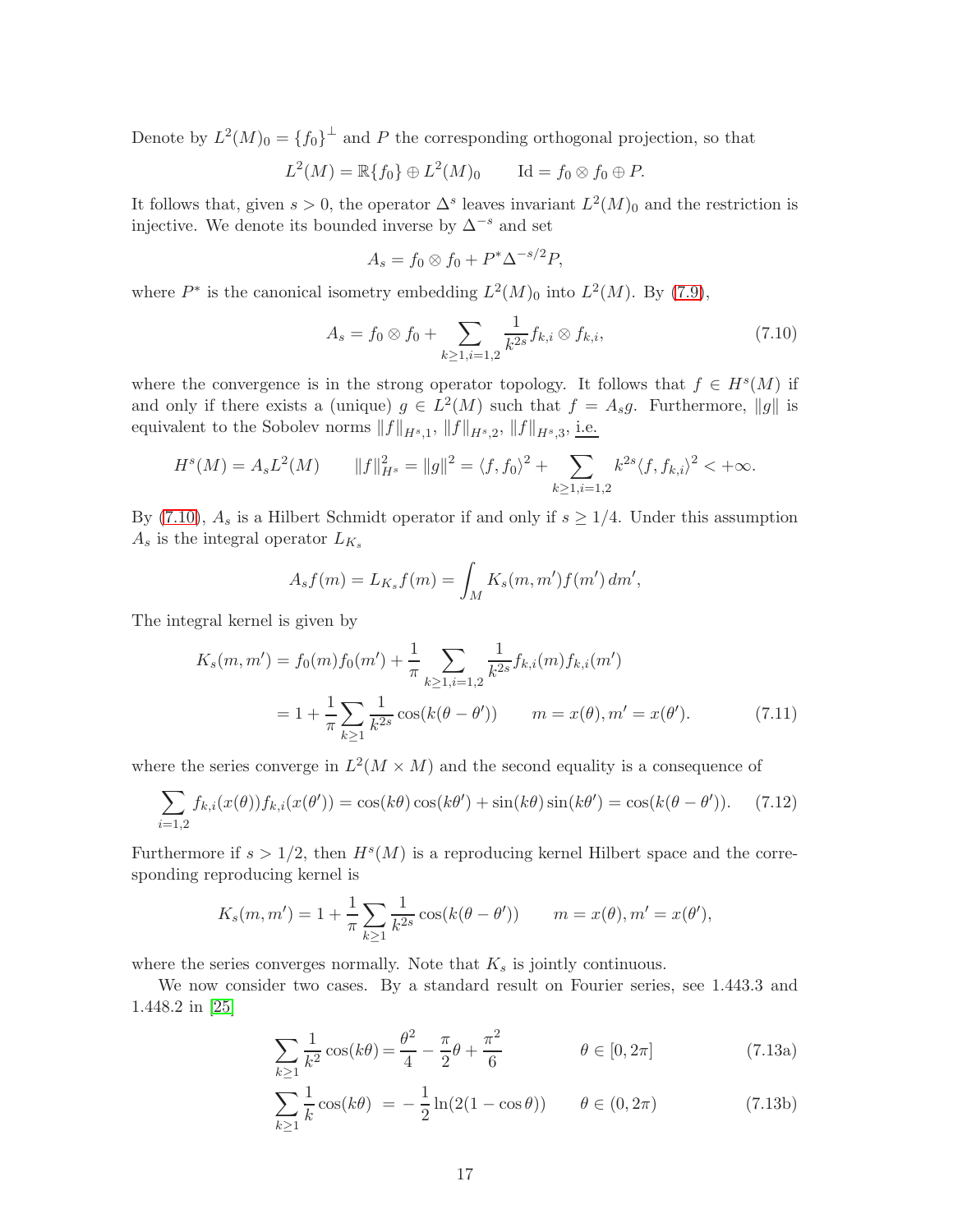Denote by $L^2(M)_0 = \{f_0\}^\perp$ and $P$ the corresponding orthogonal projection, so that

$$L^2(M) = \mathbb{R}\{f_0\} \oplus L^2(M)_0 \qquad \mathrm{Id} = f_0 \otimes f_0 \oplus P.$$

It follows that, given $s > 0$, the operator $\Delta^s$ leaves invariant $L^2(M)_0$ and the restriction is injective. We denote its bounded inverse by $\Delta^{-s}$ and set

$$A_s = f_0 \otimes f_0 + P^* \Delta^{-s/2} P,$$

where $P^*$ is the canonical isometry embedding $L^2(M)_0$ into $L^2(M)$. By (7.9),

$$A_s = f_0 \otimes f_0 + \sum_{k \geq 1, i=1,2} \frac{1}{k^{2s}} f_{k,i} \otimes f_{k,i}, \tag{7.10}$$

where the convergence is in the strong operator topology. It follows that $f \in H^s(M)$ if and only if there exists a (unique) $g \in L^2(M)$ such that $f = A_s g$. Furthermore, $\|g\|$ is equivalent to the Sobolev norms $\|f\|_{H^s,1}$, $\|f\|_{H^s,2}$, $\|f\|_{H^s,3}$, i.e.

$$H^s(M) = A_s L^2(M) \qquad \|f\|^2_{H^s} = \|g\|^2 = \langle f, f_0 \rangle^2 + \sum_{k \geq 1, i=1,2} k^{2s} \langle f, f_{k,i} \rangle^2 < +\infty.$$

By (7.10), $A_s$ is a Hilbert Schmidt operator if and only if $s \geq 1/4$. Under this assumption $A_s$ is the integral operator $L_{K_s}$

$$A_s f(m) = L_{K_s} f(m) = \int_M K_s(m, m') f(m') \, dm',$$

The integral kernel is given by

$$\begin{aligned} K_s(m, m') &= f_0(m) f_0(m') + \frac{1}{\pi} \sum_{k \geq 1, i=1,2} \frac{1}{k^{2s}} f_{k,i}(m) f_{k,i}(m') \\ &= 1 + \frac{1}{\pi} \sum_{k \geq 1} \frac{1}{k^{2s}} \cos(k(\theta - \theta')) \qquad m = x(\theta), m' = x(\theta'). \end{aligned} \tag{7.11}$$

where the series converge in $L^2(M \times M)$ and the second equality is a consequence of

$$\sum_{i=1,2} f_{k,i}(x(\theta)) f_{k,i}(x(\theta')) = \cos(k\theta)\cos(k\theta') + \sin(k\theta)\sin(k\theta') = \cos(k(\theta - \theta')). \tag{7.12}$$

Furthermore if $s > 1/2$, then $H^s(M)$ is a reproducing kernel Hilbert space and the corresponding reproducing kernel is

$$K_s(m, m') = 1 + \frac{1}{\pi} \sum_{k \geq 1} \frac{1}{k^{2s}} \cos(k(\theta - \theta')) \qquad m = x(\theta), m' = x(\theta'),$$

where the series converges normally. Note that $K_s$ is jointly continuous.

We now consider two cases. By a standard result on Fourier series, see 1.443.3 and 1.448.2 in [25]

$$\sum_{k \geq 1} \frac{1}{k^2} \cos(k\theta) = \frac{\theta^2}{4} - \frac{\pi}{2}\theta + \frac{\pi^2}{6} \qquad \theta \in [0, 2\pi] \tag{7.13a}$$

$$\sum_{k \geq 1} \frac{1}{k} \cos(k\theta) = -\frac{1}{2} \ln(2(1 - \cos\theta)) \qquad \theta \in (0, 2\pi) \tag{7.13b}$$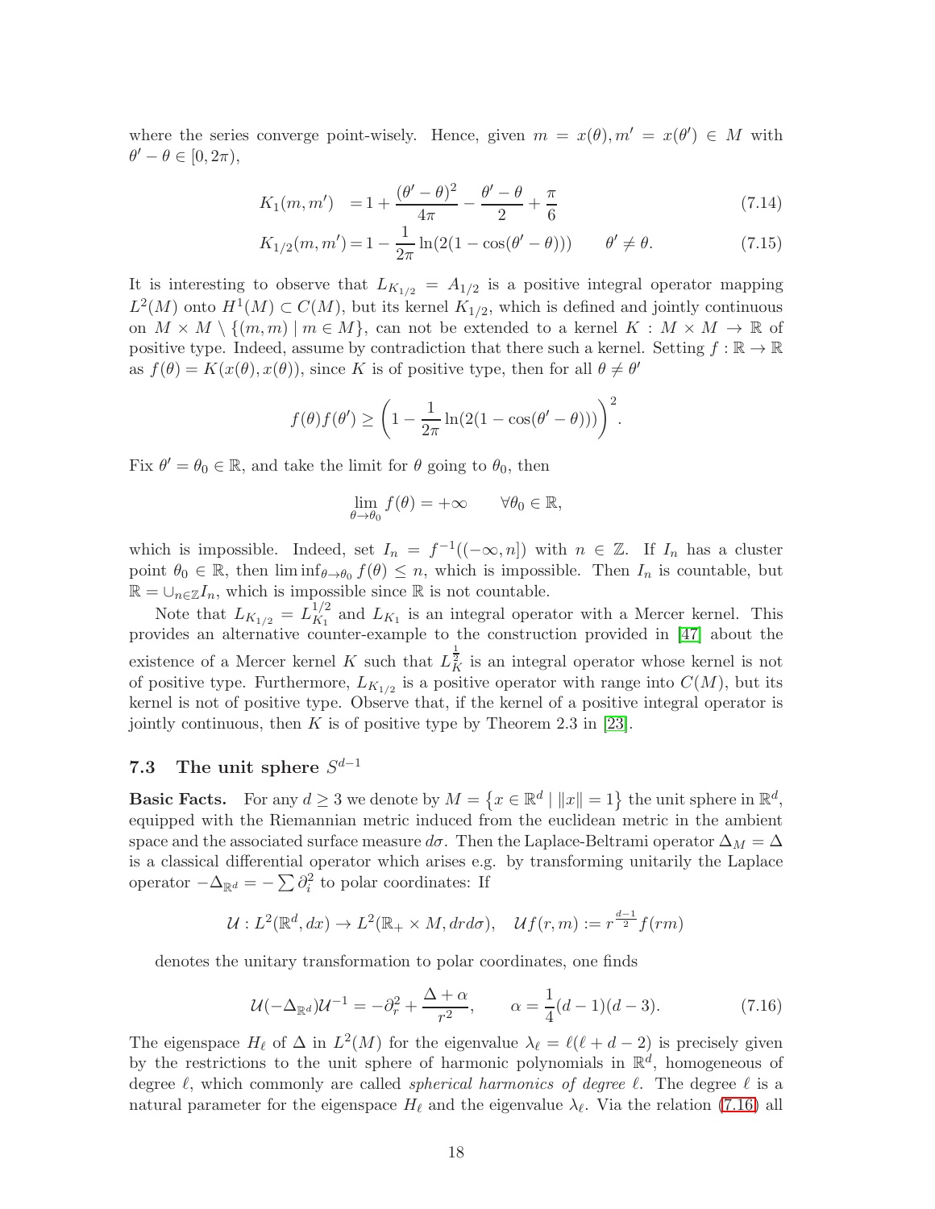where the series converge point-wisely. Hence, given $m = x(\theta), m' = x(\theta') \in M$ with $\theta' - \theta \in [0, 2\pi)$,

$$K_1(m, m') = 1 + \frac{(\theta' - \theta)^2}{4\pi} - \frac{\theta' - \theta}{2} + \frac{\pi}{6} \tag{7.14}$$

$$K_{1/2}(m, m') = 1 - \frac{1}{2\pi} \ln(2(1 - \cos(\theta' - \theta))) \qquad \theta' \neq \theta. \tag{7.15}$$

It is interesting to observe that $L_{K_{1/2}} = A_{1/2}$ is a positive integral operator mapping $L^2(M)$ onto $H^1(M) \subset C(M)$, but its kernel $K_{1/2}$, which is defined and jointly continuous on $M \times M \setminus \{(m, m) \mid m \in M\}$, can not be extended to a kernel $K : M \times M \to \mathbb{R}$ of positive type. Indeed, assume by contradiction that there such a kernel. Setting $f : \mathbb{R} \to \mathbb{R}$ as $f(\theta) = K(x(\theta), x(\theta))$, since $K$ is of positive type, then for all $\theta \neq \theta'$

$$f(\theta) f(\theta') \geq \left(1 - \frac{1}{2\pi} \ln(2(1 - \cos(\theta' - \theta)))\right)^2.$$

Fix $\theta' = \theta_0 \in \mathbb{R}$, and take the limit for $\theta$ going to $\theta_0$, then

$$\lim_{\theta \to \theta_0} f(\theta) = +\infty \qquad \forall \theta_0 \in \mathbb{R},$$

which is impossible. Indeed, set $I_n = f^{-1}((-\infty, n])$ with $n \in \mathbb{Z}$. If $I_n$ has a cluster point $\theta_0 \in \mathbb{R}$, then $\liminf_{\theta \to \theta_0} f(\theta) \leq n$, which is impossible. Then $I_n$ is countable, but $\mathbb{R} = \cup_{n \in \mathbb{Z}} I_n$, which is impossible since $\mathbb{R}$ is not countable.

Note that $L_{K_{1/2}} = L_{K_1}^{1/2}$ and $L_{K_1}$ is an integral operator with a Mercer kernel. This provides an alternative counter-example to the construction provided in [47] about the existence of a Mercer kernel $K$ such that $L_K^{\frac{1}{2}}$ is an integral operator whose kernel is not of positive type. Furthermore, $L_{K_{1/2}}$ is a positive operator with range into $C(M)$, but its kernel is not of positive type. Observe that, if the kernel of a positive integral operator is jointly continuous, then $K$ is of positive type by Theorem 2.3 in [23].

### 7.3 The unit sphere $S^{d-1}$

**Basic Facts.** For any $d \geq 3$ we denote by $M = \{x \in \mathbb{R}^d \mid \|x\| = 1\}$ the unit sphere in $\mathbb{R}^d$, equipped with the Riemannian metric induced from the euclidean metric in the ambient space and the associated surface measure $d\sigma$. Then the Laplace-Beltrami operator $\Delta_M = \Delta$ is a classical differential operator which arises e.g. by transforming unitarily the Laplace operator $-\Delta_{\mathbb{R}^d} = -\sum \partial_i^2$ to polar coordinates: If

$$\mathcal{U} : L^2(\mathbb{R}^d, dx) \to L^2(\mathbb{R}_+ \times M, dr d\sigma), \quad \mathcal{U}f(r, m) := r^{\frac{d-1}{2}} f(rm)$$

denotes the unitary transformation to polar coordinates, one finds

$$\mathcal{U}(-\Delta_{\mathbb{R}^d})\mathcal{U}^{-1} = -\partial_r^2 + \frac{\Delta + \alpha}{r^2}, \qquad \alpha = \frac{1}{4}(d-1)(d-3). \tag{7.16}$$

The eigenspace $H_\ell$ of $\Delta$ in $L^2(M)$ for the eigenvalue $\lambda_\ell = \ell(\ell + d - 2)$ is precisely given by the restrictions to the unit sphere of harmonic polynomials in $\mathbb{R}^d$, homogeneous of degree $\ell$, which commonly are called *spherical harmonics of degree $\ell$*. The degree $\ell$ is a natural parameter for the eigenspace $H_\ell$ and the eigenvalue $\lambda_\ell$. Via the relation (7.16) all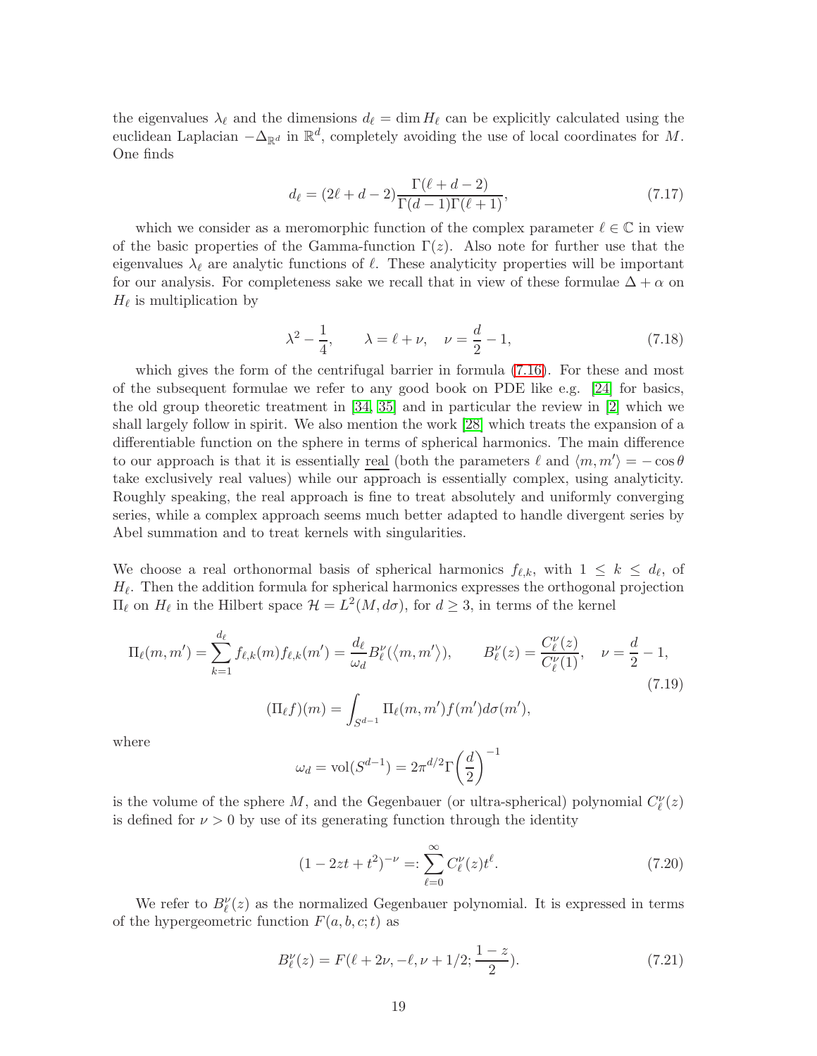the eigenvalues $\lambda_\ell$ and the dimensions $d_\ell = \dim H_\ell$ can be explicitly calculated using the euclidean Laplacian $-\Delta_{\mathbb{R}^d}$ in $\mathbb{R}^d$, completely avoiding the use of local coordinates for $M$. One finds

$$d_\ell = (2\ell + d - 2)\frac{\Gamma(\ell + d - 2)}{\Gamma(d-1)\Gamma(\ell+1)}, \tag{7.17}$$

which we consider as a meromorphic function of the complex parameter $\ell \in \mathbb{C}$ in view of the basic properties of the Gamma-function $\Gamma(z)$. Also note for further use that the eigenvalues $\lambda_\ell$ are analytic functions of $\ell$. These analyticity properties will be important for our analysis. For completeness sake we recall that in view of these formulae $\Delta + \alpha$ on $H_\ell$ is multiplication by

$$\lambda^2 - \frac{1}{4}, \qquad \lambda = \ell + \nu, \quad \nu = \frac{d}{2} - 1, \tag{7.18}$$

which gives the form of the centrifugal barrier in formula (7.16). For these and most of the subsequent formulae we refer to any good book on PDE like e.g. [24] for basics, the old group theoretic treatment in [34, 35] and in particular the review in [2] which we shall largely follow in spirit. We also mention the work [28] which treats the expansion of a differentiable function on the sphere in terms of spherical harmonics. The main difference to our approach is that it is essentially <u>real</u> (both the parameters $\ell$ and $\langle m, m'\rangle = -\cos\theta$ take exclusively real values) while our approach is essentially complex, using analyticity. Roughly speaking, the real approach is fine to treat absolutely and uniformly converging series, while a complex approach seems much better adapted to handle divergent series by Abel summation and to treat kernels with singularities.

We choose a real orthonormal basis of spherical harmonics $f_{\ell,k}$, with $1 \le k \le d_\ell$, of $H_\ell$. Then the addition formula for spherical harmonics expresses the orthogonal projection $\Pi_\ell$ on $H_\ell$ in the Hilbert space $\mathcal{H} = L^2(M, d\sigma)$, for $d \ge 3$, in terms of the kernel

$$\Pi_\ell(m, m') = \sum_{k=1}^{d_\ell} f_{\ell,k}(m) f_{\ell,k}(m') = \frac{d_\ell}{\omega_d} B_\ell^\nu(\langle m, m'\rangle), \qquad B_\ell^\nu(z) = \frac{C_\ell^\nu(z)}{C_\ell^\nu(1)}, \quad \nu = \frac{d}{2} - 1,$$
$$(\Pi_\ell f)(m) = \int_{S^{d-1}} \Pi_\ell(m, m') f(m') d\sigma(m'), \tag{7.19}$$

where

$$\omega_d = \mathrm{vol}(S^{d-1}) = 2\pi^{d/2}\Gamma\left(\frac{d}{2}\right)^{-1}$$

is the volume of the sphere $M$, and the Gegenbauer (or ultra-spherical) polynomial $C_\ell^\nu(z)$ is defined for $\nu > 0$ by use of its generating function through the identity

$$(1 - 2zt + t^2)^{-\nu} =: \sum_{\ell=0}^{\infty} C_\ell^\nu(z) t^\ell. \tag{7.20}$$

We refer to $B_\ell^\nu(z)$ as the normalized Gegenbauer polynomial. It is expressed in terms of the hypergeometric function $F(a, b, c; t)$ as

$$B_\ell^\nu(z) = F(\ell + 2\nu, -\ell, \nu + 1/2; \frac{1-z}{2}). \tag{7.21}$$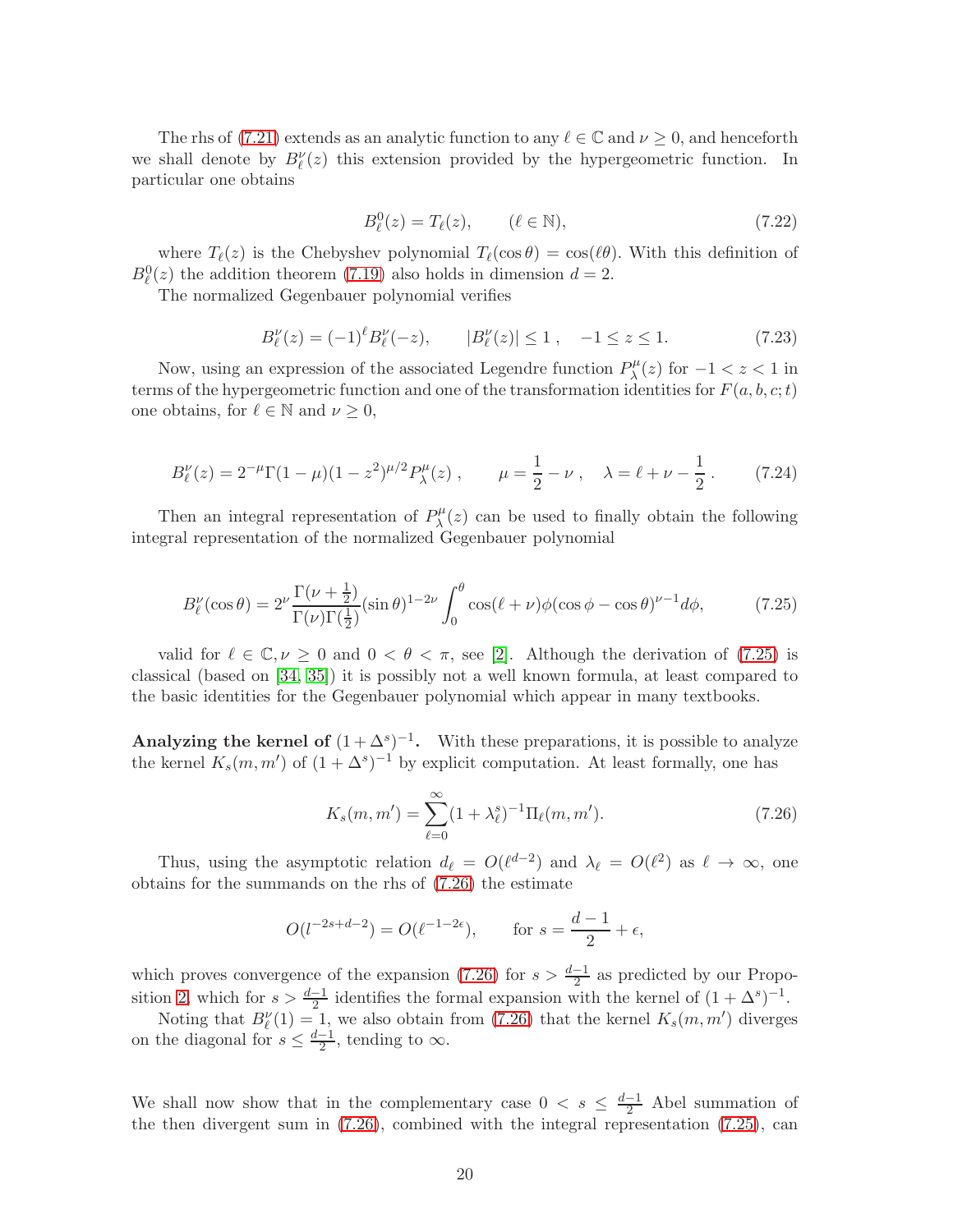The rhs of (7.21) extends as an analytic function to any $\ell \in \mathbb{C}$ and $\nu \geq 0$, and henceforth we shall denote by $B^\nu_\ell(z)$ this extension provided by the hypergeometric function. In particular one obtains

$$B^0_\ell(z) = T_\ell(z), \qquad (\ell \in \mathbb{N}), \tag{7.22}$$

where $T_\ell(z)$ is the Chebyshev polynomial $T_\ell(\cos\theta) = \cos(\ell\theta)$. With this definition of $B^0_\ell(z)$ the addition theorem (7.19) also holds in dimension $d = 2$.

The normalized Gegenbauer polynomial verifies

$$B^\nu_\ell(z) = (-1)^\ell B^\nu_\ell(-z), \qquad |B^\nu_\ell(z)| \leq 1\,, \quad -1 \leq z \leq 1. \tag{7.23}$$

Now, using an expression of the associated Legendre function $P^\mu_\lambda(z)$ for $-1 < z < 1$ in terms of the hypergeometric function and one of the transformation identities for $F(a, b, c; t)$ one obtains, for $\ell \in \mathbb{N}$ and $\nu \geq 0$,

$$B^\nu_\ell(z) = 2^{-\mu}\Gamma(1-\mu)(1-z^2)^{\mu/2}P^\mu_\lambda(z)\,, \qquad \mu = \frac{1}{2} - \nu\,, \quad \lambda = \ell + \nu - \frac{1}{2}\,. \tag{7.24}$$

Then an integral representation of $P^\mu_\lambda(z)$ can be used to finally obtain the following integral representation of the normalized Gegenbauer polynomial

$$B^\nu_\ell(\cos\theta) = 2^\nu \frac{\Gamma(\nu+\frac{1}{2})}{\Gamma(\nu)\Gamma(\frac{1}{2})}(\sin\theta)^{1-2\nu}\int_0^\theta \cos(\ell+\nu)\phi(\cos\phi - \cos\theta)^{\nu-1}d\phi, \tag{7.25}$$

valid for $\ell \in \mathbb{C}, \nu \geq 0$ and $0 < \theta < \pi$, see [2]. Although the derivation of (7.25) is classical (based on [34, 35]) it is possibly not a well known formula, at least compared to the basic identities for the Gegenbauer polynomial which appear in many textbooks.

**Analyzing the kernel of $(1+\Delta^s)^{-1}$.** With these preparations, it is possible to analyze the kernel $K_s(m, m')$ of $(1+\Delta^s)^{-1}$ by explicit computation. At least formally, one has

$$K_s(m, m') = \sum_{\ell=0}^{\infty}(1+\lambda^s_\ell)^{-1}\Pi_\ell(m, m'). \tag{7.26}$$

Thus, using the asymptotic relation $d_\ell = O(\ell^{d-2})$ and $\lambda_\ell = O(\ell^2)$ as $\ell \to \infty$, one obtains for the summands on the rhs of (7.26) the estimate

$$O(l^{-2s+d-2}) = O(\ell^{-1-2\epsilon}), \qquad \text{for } s = \frac{d-1}{2} + \epsilon,$$

which proves convergence of the expansion (7.26) for $s > \frac{d-1}{2}$ as predicted by our Proposition 2, which for $s > \frac{d-1}{2}$ identifies the formal expansion with the kernel of $(1+\Delta^s)^{-1}$.

Noting that $B^\nu_\ell(1) = 1$, we also obtain from (7.26) that the kernel $K_s(m, m')$ diverges on the diagonal for $s \leq \frac{d-1}{2}$, tending to $\infty$.

We shall now show that in the complementary case $0 < s \leq \frac{d-1}{2}$ Abel summation of the then divergent sum in (7.26), combined with the integral representation (7.25), can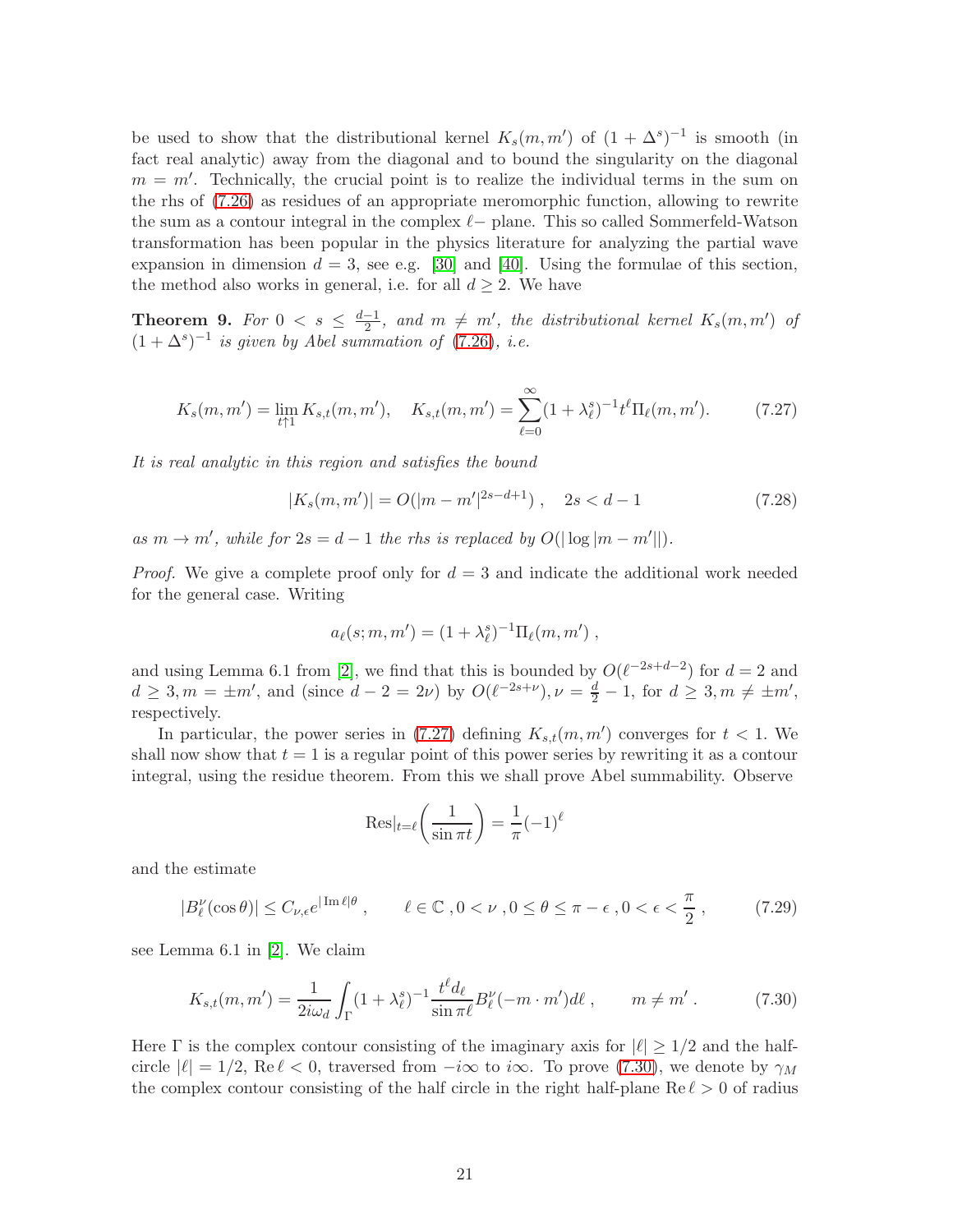be used to show that the distributional kernel $K_s(m, m')$ of $(1 + \Delta^s)^{-1}$ is smooth (in fact real analytic) away from the diagonal and to bound the singularity on the diagonal $m = m'$. Technically, the crucial point is to realize the individual terms in the sum on the rhs of (7.26) as residues of an appropriate meromorphic function, allowing to rewrite the sum as a contour integral in the complex $\ell-$ plane. This so called Sommerfeld-Watson transformation has been popular in the physics literature for analyzing the partial wave expansion in dimension $d = 3$, see e.g. [30] and [40]. Using the formulae of this section, the method also works in general, i.e. for all $d \geq 2$. We have

**Theorem 9.** *For $0 < s \leq \frac{d-1}{2}$, and $m \neq m'$, the distributional kernel $K_s(m, m')$ of $(1 + \Delta^s)^{-1}$ is given by Abel summation of (7.26), i.e.*

$$K_s(m, m') = \lim_{t \uparrow 1} K_{s,t}(m, m'), \quad K_{s,t}(m, m') = \sum_{\ell=0}^{\infty} (1 + \lambda_\ell^s)^{-1} t^\ell \Pi_\ell(m, m'). \tag{7.27}$$

*It is real analytic in this region and satisfies the bound*

$$|K_s(m, m')| = O(|m - m'|^{2s-d+1}) , \quad 2s < d - 1 \tag{7.28}$$

*as $m \to m'$, while for $2s = d - 1$ the rhs is replaced by $O(|\log |m - m'||)$.*

*Proof.* We give a complete proof only for $d = 3$ and indicate the additional work needed for the general case. Writing

$$a_\ell(s; m, m') = (1 + \lambda_\ell^s)^{-1} \Pi_\ell(m, m') ,$$

and using Lemma 6.1 from [2], we find that this is bounded by $O(\ell^{-2s+d-2})$ for $d = 2$ and $d \geq 3, m = \pm m'$, and (since $d - 2 = 2\nu$) by $O(\ell^{-2s+\nu}), \nu = \frac{d}{2} - 1$, for $d \geq 3, m \neq \pm m'$, respectively.

In particular, the power series in (7.27) defining $K_{s,t}(m, m')$ converges for $t < 1$. We shall now show that $t = 1$ is a regular point of this power series by rewriting it as a contour integral, using the residue theorem. From this we shall prove Abel summability. Observe

$$\mathrm{Res}|_{t=\ell} \left( \frac{1}{\sin \pi t} \right) = \frac{1}{\pi} (-1)^\ell$$

and the estimate

$$|B_\ell^\nu(\cos \theta)| \leq C_{\nu,\epsilon} e^{|\operatorname{Im} \ell| \theta} , \qquad \ell \in \mathbb{C} , 0 < \nu , 0 \leq \theta \leq \pi - \epsilon , 0 < \epsilon < \frac{\pi}{2} , \tag{7.29}$$

see Lemma 6.1 in [2]. We claim

$$K_{s,t}(m, m') = \frac{1}{2i\omega_d} \int_\Gamma (1 + \lambda_\ell^s)^{-1} \frac{t^\ell d_\ell}{\sin \pi \ell} B_\ell^\nu(-m \cdot m') d\ell , \qquad m \neq m' . \tag{7.30}$$

Here $\Gamma$ is the complex contour consisting of the imaginary axis for $|\ell| \geq 1/2$ and the half-circle $|\ell| = 1/2$, $\operatorname{Re} \ell < 0$, traversed from $-i\infty$ to $i\infty$. To prove (7.30), we denote by $\gamma_M$ the complex contour consisting of the half circle in the right half-plane $\operatorname{Re} \ell > 0$ of radius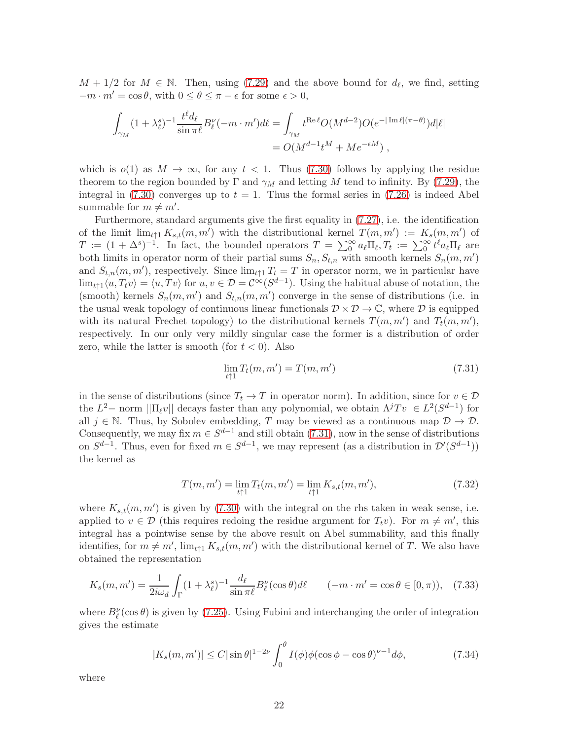$M + 1/2$ for $M \in \mathbb{N}$. Then, using (7.29) and the above bound for $d_\ell$, we find, setting $-m \cdot m' = \cos\theta$, with $0 \leq \theta \leq \pi - \epsilon$ for some $\epsilon > 0$,

$$\int_{\gamma_M} (1+\lambda_\ell^s)^{-1} \frac{t^\ell d_\ell}{\sin \pi\ell} B_\ell^\nu(-m \cdot m') d\ell = \int_{\gamma_M} t^{\operatorname{Re}\ell} O(M^{d-2}) O(e^{-|\operatorname{Im}\ell|(\pi-\theta)}) d|\ell|$$
$$= O(M^{d-1}t^M + Me^{-\epsilon M}) \, ,$$

which is $o(1)$ as $M \to \infty$, for any $t < 1$. Thus (7.30) follows by applying the residue theorem to the region bounded by $\Gamma$ and $\gamma_M$ and letting $M$ tend to infinity. By (7.29), the integral in (7.30) converges up to $t = 1$. Thus the formal series in (7.26) is indeed Abel summable for $m \neq m'$.

Furthermore, standard arguments give the first equality in (7.27), i.e. the identification of the limit $\lim_{t\uparrow 1} K_{s,t}(m, m')$ with the distributional kernel $T(m, m') := K_s(m, m')$ of $T := (1 + \Delta^s)^{-1}$. In fact, the bounded operators $T = \sum_0^\infty a_\ell \Pi_\ell, T_t := \sum_0^\infty t^\ell a_\ell \Pi_\ell$ are both limits in operator norm of their partial sums $S_n, S_{t,n}$ with smooth kernels $S_n(m, m')$ and $S_{t,n}(m, m')$, respectively. Since $\lim_{t\uparrow 1} T_t = T$ in operator norm, we in particular have $\lim_{t\uparrow 1}\langle u, T_t v\rangle = \langle u, Tv\rangle$ for $u, v \in \mathcal{D} = \mathcal{C}^\infty(S^{d-1})$. Using the habitual abuse of notation, the (smooth) kernels $S_n(m, m')$ and $S_{t,n}(m, m')$ converge in the sense of distributions (i.e. in the usual weak topology of continuous linear functionals $\mathcal{D} \times \mathcal{D} \to \mathbb{C}$, where $\mathcal{D}$ is equipped with its natural Frechet topology) to the distributional kernels $T(m, m')$ and $T_t(m, m')$, respectively. In our only very mildly singular case the former is a distribution of order zero, while the latter is smooth (for $t < 0$). Also

$$\lim_{t\uparrow 1} T_t(m, m') = T(m, m') \tag{7.31}$$

in the sense of distributions (since $T_t \to T$ in operator norm). In addition, since for $v \in \mathcal{D}$ the $L^2-$ norm $||\Pi_\ell v||$ decays faster than any polynomial, we obtain $\Lambda^j T v \in L^2(S^{d-1})$ for all $j \in \mathbb{N}$. Thus, by Sobolev embedding, $T$ may be viewed as a continuous map $\mathcal{D} \to \mathcal{D}$. Consequently, we may fix $m \in S^{d-1}$ and still obtain (7.31), now in the sense of distributions on $S^{d-1}$. Thus, even for fixed $m \in S^{d-1}$, we may represent (as a distribution in $\mathcal{D}'(S^{d-1})$) the kernel as

$$T(m, m') = \lim_{t\uparrow 1} T_t(m, m') = \lim_{t\uparrow 1} K_{s,t}(m, m'), \tag{7.32}$$

where $K_{s,t}(m, m')$ is given by (7.30) with the integral on the rhs taken in weak sense, i.e. applied to $v \in \mathcal{D}$ (this requires redoing the residue argument for $T_t v$). For $m \neq m'$, this integral has a pointwise sense by the above result on Abel summability, and this finally identifies, for $m \neq m'$, $\lim_{t\uparrow 1} K_{s,t}(m, m')$ with the distributional kernel of $T$. We also have obtained the representation

$$K_s(m, m') = \frac{1}{2i\omega_d} \int_\Gamma (1+\lambda_\ell^s)^{-1} \frac{d_\ell}{\sin \pi\ell} B_\ell^\nu(\cos\theta) d\ell \qquad (-m \cdot m' = \cos\theta \in [0, \pi)), \tag{7.33}$$

where $B_\ell^\nu(\cos\theta)$ is given by (7.25). Using Fubini and interchanging the order of integration gives the estimate

$$|K_s(m, m')| \leq C|\sin\theta|^{1-2\nu} \int_0^\theta I(\phi)\phi(\cos\phi - \cos\theta)^{\nu-1} d\phi, \tag{7.34}$$

where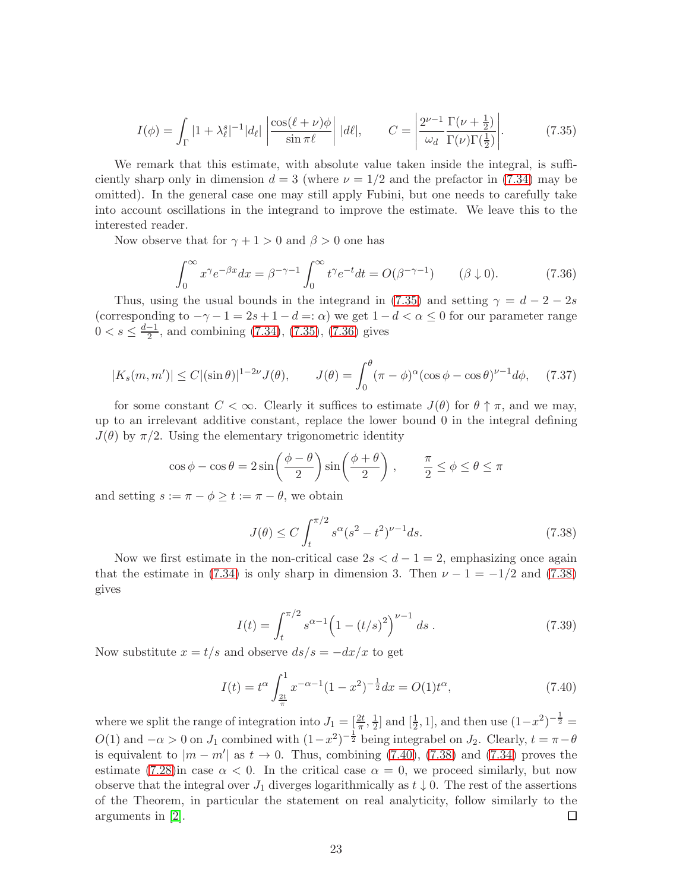$$I(\phi) = \int_\Gamma |1 + \lambda_\ell^s|^{-1} |d_\ell| \left| \frac{\cos(\ell + \nu)\phi}{\sin \pi \ell} \right| |d\ell|, \qquad C = \left| \frac{2^{\nu-1}}{\omega_d} \frac{\Gamma(\nu + \frac{1}{2})}{\Gamma(\nu)\Gamma(\frac{1}{2})} \right|. \tag{7.35}$$

We remark that this estimate, with absolute value taken inside the integral, is sufficiently sharp only in dimension $d = 3$ (where $\nu = 1/2$ and the prefactor in (7.34) may be omitted). In the general case one may still apply Fubini, but one needs to carefully take into account oscillations in the integrand to improve the estimate. We leave this to the interested reader.

Now observe that for $\gamma + 1 > 0$ and $\beta > 0$ one has

$$\int_0^\infty x^\gamma e^{-\beta x} dx = \beta^{-\gamma-1} \int_0^\infty t^\gamma e^{-t} dt = O(\beta^{-\gamma-1}) \qquad (\beta \downarrow 0). \tag{7.36}$$

Thus, using the usual bounds in the integrand in (7.35) and setting $\gamma = d - 2 - 2s$ (corresponding to $-\gamma - 1 = 2s + 1 - d =: \alpha$) we get $1 - d < \alpha \leq 0$ for our parameter range $0 < s \leq \frac{d-1}{2}$, and combining (7.34), (7.35), (7.36) gives

$$|K_s(m, m')| \leq C |(\sin \theta)|^{1-2\nu} J(\theta), \qquad J(\theta) = \int_0^\theta (\pi - \phi)^\alpha (\cos \phi - \cos \theta)^{\nu-1} d\phi, \tag{7.37}$$

for some constant $C < \infty$. Clearly it suffices to estimate $J(\theta)$ for $\theta \uparrow \pi$, and we may, up to an irrelevant additive constant, replace the lower bound 0 in the integral defining $J(\theta)$ by $\pi/2$. Using the elementary trigonometric identity

$$\cos \phi - \cos \theta = 2 \sin\left(\frac{\phi - \theta}{2}\right) \sin\left(\frac{\phi + \theta}{2}\right), \qquad \frac{\pi}{2} \leq \phi \leq \theta \leq \pi$$

and setting $s := \pi - \phi \geq t := \pi - \theta$, we obtain

$$J(\theta) \leq C \int_t^{\pi/2} s^\alpha (s^2 - t^2)^{\nu-1} ds. \tag{7.38}$$

Now we first estimate in the non-critical case $2s < d - 1 = 2$, emphasizing once again that the estimate in (7.34) is only sharp in dimension 3. Then $\nu - 1 = -1/2$ and (7.38) gives

$$I(t) = \int_t^{\pi/2} s^{\alpha-1} \Big(1 - (t/s)^2\Big)^{\nu-1} ds\,. \tag{7.39}$$

Now substitute $x = t/s$ and observe $ds/s = -dx/x$ to get

$$I(t) = t^\alpha \int_{\frac{2t}{\pi}}^1 x^{-\alpha-1} (1 - x^2)^{-\frac{1}{2}} dx = O(1) t^\alpha, \tag{7.40}$$

where we split the range of integration into $J_1 = [\frac{2t}{\pi}, \frac{1}{2}]$ and $[\frac{1}{2}, 1]$, and then use $(1-x^2)^{-\frac{1}{2}} = O(1)$ and $-\alpha > 0$ on $J_1$ combined with $(1-x^2)^{-\frac{1}{2}}$ being integrabel on $J_2$. Clearly, $t = \pi - \theta$ is equivalent to $|m - m'|$ as $t \to 0$. Thus, combining (7.40), (7.38) and (7.34) proves the estimate (7.28)in case $\alpha < 0$. In the critical case $\alpha = 0$, we proceed similarly, but now observe that the integral over $J_1$ diverges logarithmically as $t \downarrow 0$. The rest of the assertions of the Theorem, in particular the statement on real analyticity, follow similarly to the arguments in [2]. □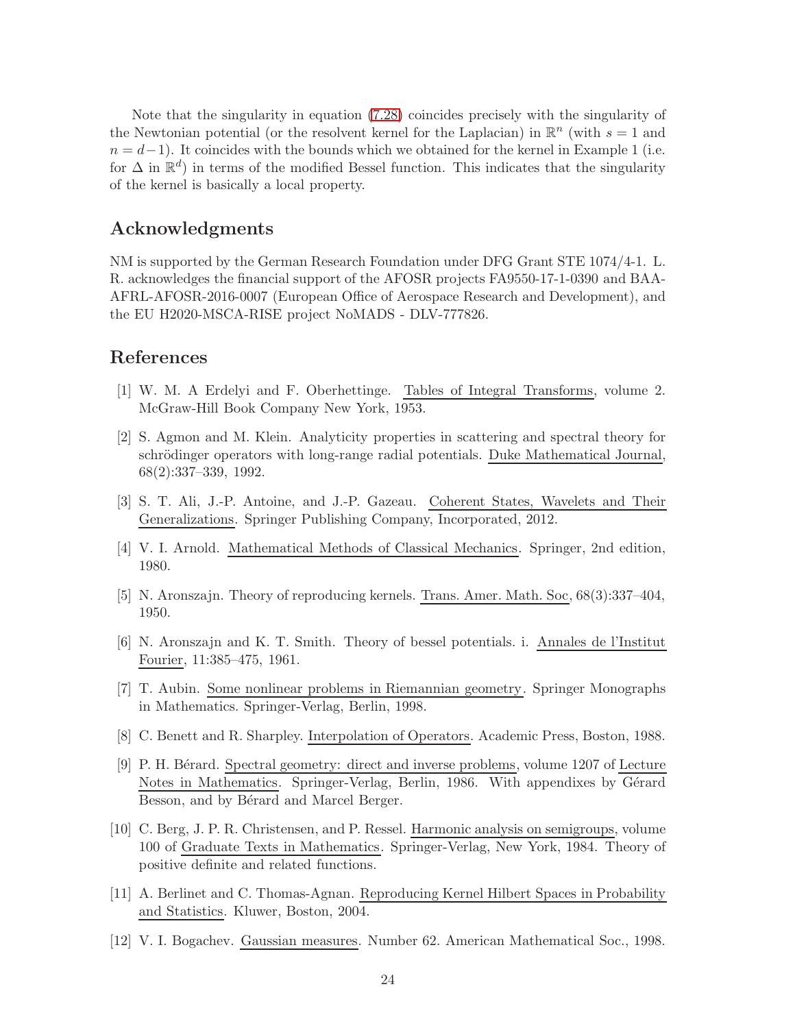Note that the singularity in equation (7.28) coincides precisely with the singularity of the Newtonian potential (or the resolvent kernel for the Laplacian) in $\mathbb{R}^n$ (with $s = 1$ and $n = d-1$). It coincides with the bounds which we obtained for the kernel in Example 1 (i.e. for $\Delta$ in $\mathbb{R}^d$) in terms of the modified Bessel function. This indicates that the singularity of the kernel is basically a local property.

## Acknowledgments

NM is supported by the German Research Foundation under DFG Grant STE 1074/4-1. L. R. acknowledges the financial support of the AFOSR projects FA9550-17-1-0390 and BAA-AFRL-AFOSR-2016-0007 (European Office of Aerospace Research and Development), and the EU H2020-MSCA-RISE project NoMADS - DLV-777826.

## References

[1] W. M. A Erdelyi and F. Oberhettinge. Tables of Integral Transforms, volume 2. McGraw-Hill Book Company New York, 1953.

[2] S. Agmon and M. Klein. Analyticity properties in scattering and spectral theory for schrödinger operators with long-range radial potentials. Duke Mathematical Journal, 68(2):337–339, 1992.

[3] S. T. Ali, J.-P. Antoine, and J.-P. Gazeau. Coherent States, Wavelets and Their Generalizations. Springer Publishing Company, Incorporated, 2012.

[4] V. I. Arnold. Mathematical Methods of Classical Mechanics. Springer, 2nd edition, 1980.

[5] N. Aronszajn. Theory of reproducing kernels. Trans. Amer. Math. Soc, 68(3):337–404, 1950.

[6] N. Aronszajn and K. T. Smith. Theory of bessel potentials. i. Annales de l'Institut Fourier, 11:385–475, 1961.

[7] T. Aubin. Some nonlinear problems in Riemannian geometry. Springer Monographs in Mathematics. Springer-Verlag, Berlin, 1998.

[8] C. Benett and R. Sharpley. Interpolation of Operators. Academic Press, Boston, 1988.

[9] P. H. Bérard. Spectral geometry: direct and inverse problems, volume 1207 of Lecture Notes in Mathematics. Springer-Verlag, Berlin, 1986. With appendixes by Gérard Besson, and by Bérard and Marcel Berger.

[10] C. Berg, J. P. R. Christensen, and P. Ressel. Harmonic analysis on semigroups, volume 100 of Graduate Texts in Mathematics. Springer-Verlag, New York, 1984. Theory of positive definite and related functions.

[11] A. Berlinet and C. Thomas-Agnan. Reproducing Kernel Hilbert Spaces in Probability and Statistics. Kluwer, Boston, 2004.

[12] V. I. Bogachev. Gaussian measures. Number 62. American Mathematical Soc., 1998.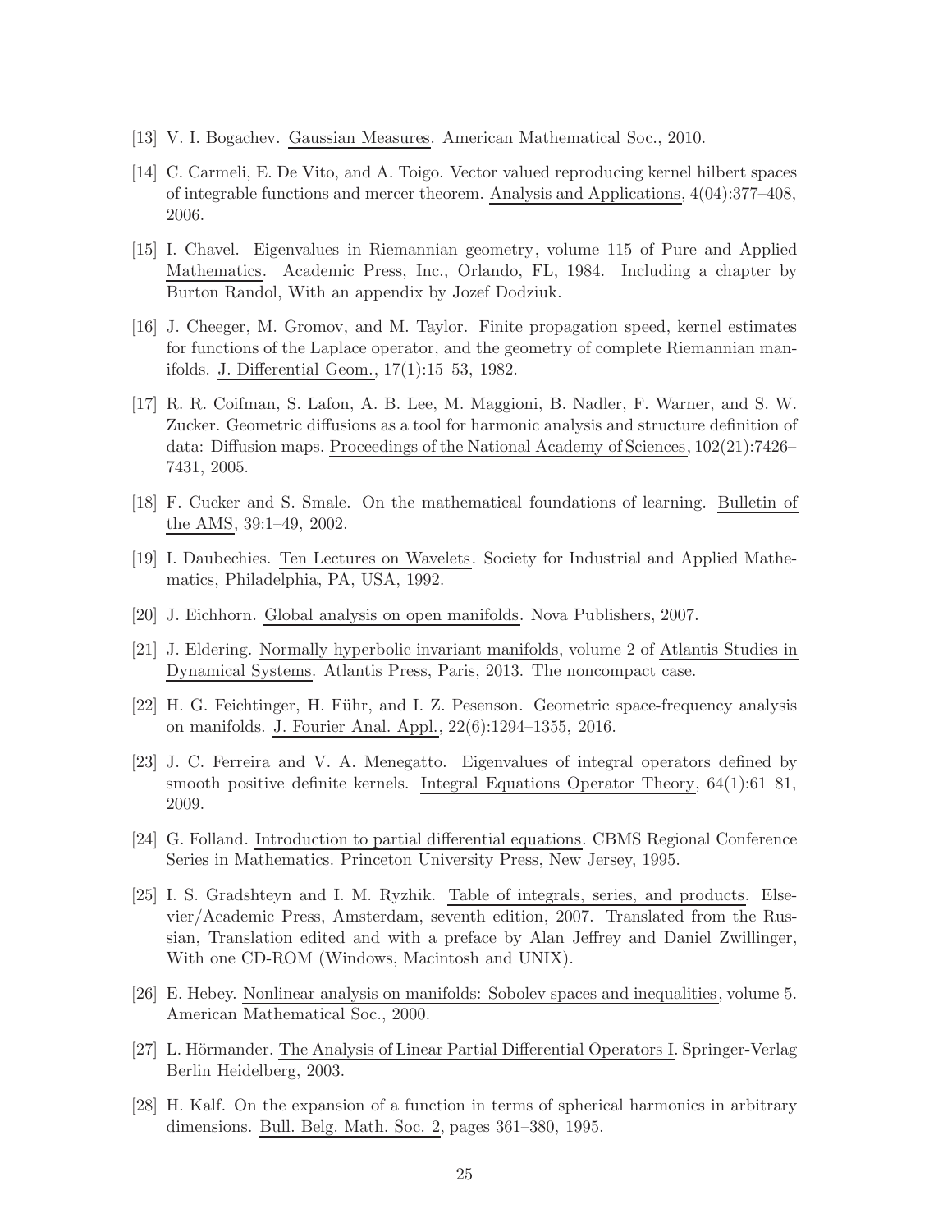[13] V. I. Bogachev. Gaussian Measures. American Mathematical Soc., 2010.

[14] C. Carmeli, E. De Vito, and A. Toigo. Vector valued reproducing kernel hilbert spaces of integrable functions and mercer theorem. Analysis and Applications, 4(04):377–408, 2006.

[15] I. Chavel. Eigenvalues in Riemannian geometry, volume 115 of Pure and Applied Mathematics. Academic Press, Inc., Orlando, FL, 1984. Including a chapter by Burton Randol, With an appendix by Jozef Dodziuk.

[16] J. Cheeger, M. Gromov, and M. Taylor. Finite propagation speed, kernel estimates for functions of the Laplace operator, and the geometry of complete Riemannian manifolds. J. Differential Geom., 17(1):15–53, 1982.

[17] R. R. Coifman, S. Lafon, A. B. Lee, M. Maggioni, B. Nadler, F. Warner, and S. W. Zucker. Geometric diffusions as a tool for harmonic analysis and structure definition of data: Diffusion maps. Proceedings of the National Academy of Sciences, 102(21):7426–7431, 2005.

[18] F. Cucker and S. Smale. On the mathematical foundations of learning. Bulletin of the AMS, 39:1–49, 2002.

[19] I. Daubechies. Ten Lectures on Wavelets. Society for Industrial and Applied Mathematics, Philadelphia, PA, USA, 1992.

[20] J. Eichhorn. Global analysis on open manifolds. Nova Publishers, 2007.

[21] J. Eldering. Normally hyperbolic invariant manifolds, volume 2 of Atlantis Studies in Dynamical Systems. Atlantis Press, Paris, 2013. The noncompact case.

[22] H. G. Feichtinger, H. Führ, and I. Z. Pesenson. Geometric space-frequency analysis on manifolds. J. Fourier Anal. Appl., 22(6):1294–1355, 2016.

[23] J. C. Ferreira and V. A. Menegatto. Eigenvalues of integral operators defined by smooth positive definite kernels. Integral Equations Operator Theory, 64(1):61–81, 2009.

[24] G. Folland. Introduction to partial differential equations. CBMS Regional Conference Series in Mathematics. Princeton University Press, New Jersey, 1995.

[25] I. S. Gradshteyn and I. M. Ryzhik. Table of integrals, series, and products. Elsevier/Academic Press, Amsterdam, seventh edition, 2007. Translated from the Russian, Translation edited and with a preface by Alan Jeffrey and Daniel Zwillinger, With one CD-ROM (Windows, Macintosh and UNIX).

[26] E. Hebey. Nonlinear analysis on manifolds: Sobolev spaces and inequalities, volume 5. American Mathematical Soc., 2000.

[27] L. Hörmander. The Analysis of Linear Partial Differential Operators I. Springer-Verlag Berlin Heidelberg, 2003.

[28] H. Kalf. On the expansion of a function in terms of spherical harmonics in arbitrary dimensions. Bull. Belg. Math. Soc. 2, pages 361–380, 1995.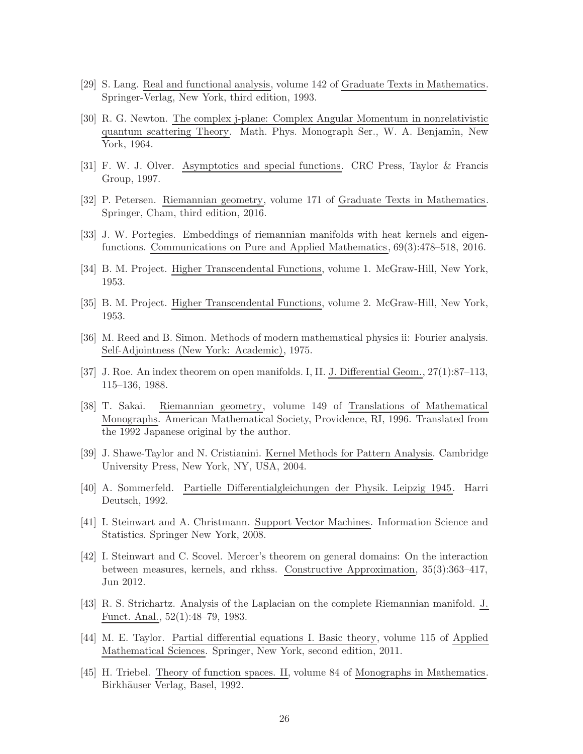[29] S. Lang. Real and functional analysis, volume 142 of Graduate Texts in Mathematics. Springer-Verlag, New York, third edition, 1993.

[30] R. G. Newton. The complex j-plane: Complex Angular Momentum in nonrelativistic quantum scattering Theory. Math. Phys. Monograph Ser., W. A. Benjamin, New York, 1964.

[31] F. W. J. Olver. Asymptotics and special functions. CRC Press, Taylor & Francis Group, 1997.

[32] P. Petersen. Riemannian geometry, volume 171 of Graduate Texts in Mathematics. Springer, Cham, third edition, 2016.

[33] J. W. Portegies. Embeddings of riemannian manifolds with heat kernels and eigenfunctions. Communications on Pure and Applied Mathematics, 69(3):478–518, 2016.

[34] B. M. Project. Higher Transcendental Functions, volume 1. McGraw-Hill, New York, 1953.

[35] B. M. Project. Higher Transcendental Functions, volume 2. McGraw-Hill, New York, 1953.

[36] M. Reed and B. Simon. Methods of modern mathematical physics ii: Fourier analysis. Self-Adjointness (New York: Academic), 1975.

[37] J. Roe. An index theorem on open manifolds. I, II. J. Differential Geom., 27(1):87–113, 115–136, 1988.

[38] T. Sakai. Riemannian geometry, volume 149 of Translations of Mathematical Monographs. American Mathematical Society, Providence, RI, 1996. Translated from the 1992 Japanese original by the author.

[39] J. Shawe-Taylor and N. Cristianini. Kernel Methods for Pattern Analysis. Cambridge University Press, New York, NY, USA, 2004.

[40] A. Sommerfeld. Partielle Differentialgleichungen der Physik. Leipzig 1945. Harri Deutsch, 1992.

[41] I. Steinwart and A. Christmann. Support Vector Machines. Information Science and Statistics. Springer New York, 2008.

[42] I. Steinwart and C. Scovel. Mercer's theorem on general domains: On the interaction between measures, kernels, and rkhss. Constructive Approximation, 35(3):363–417, Jun 2012.

[43] R. S. Strichartz. Analysis of the Laplacian on the complete Riemannian manifold. J. Funct. Anal., 52(1):48–79, 1983.

[44] M. E. Taylor. Partial differential equations I. Basic theory, volume 115 of Applied Mathematical Sciences. Springer, New York, second edition, 2011.

[45] H. Triebel. Theory of function spaces. II, volume 84 of Monographs in Mathematics. Birkhäuser Verlag, Basel, 1992.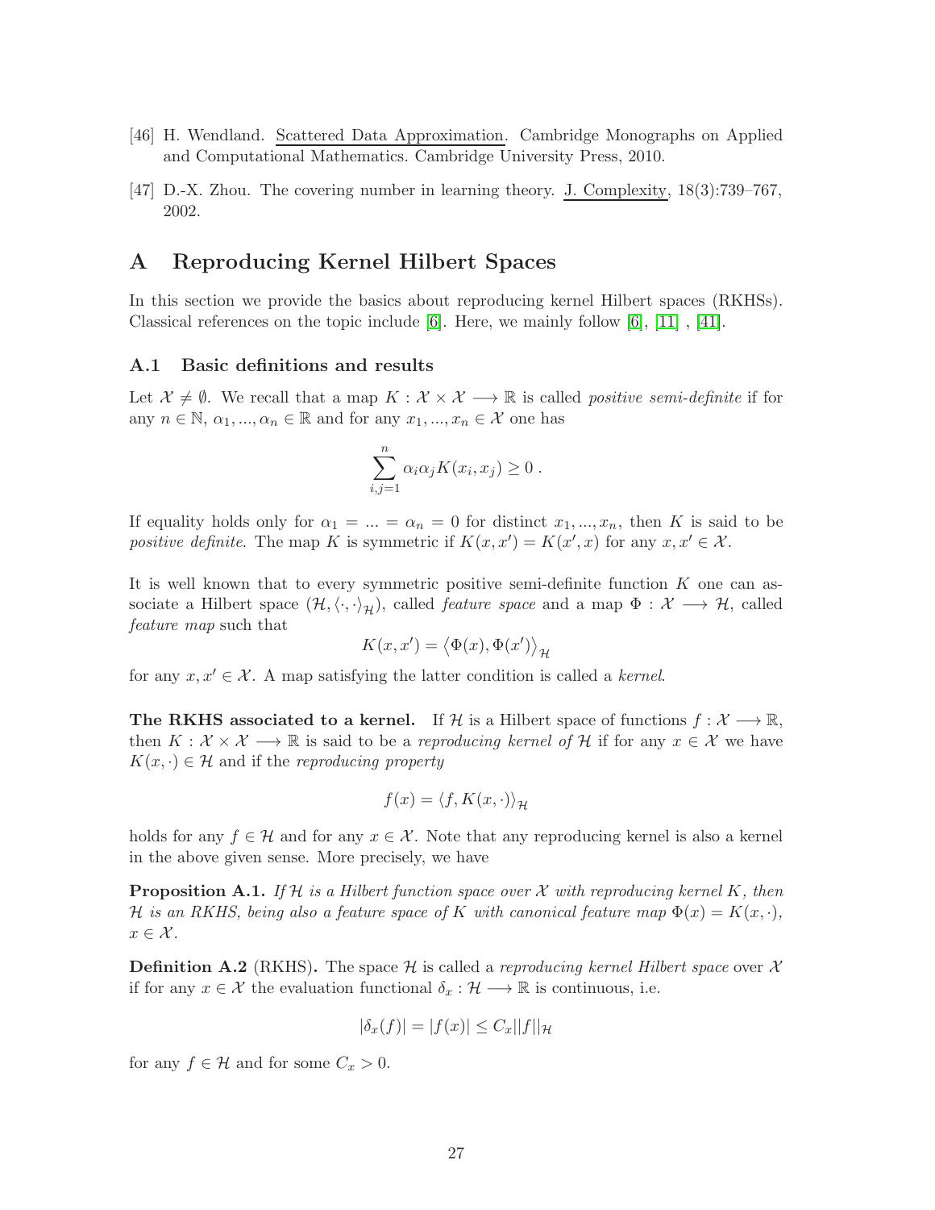[46] H. Wendland. Scattered Data Approximation. Cambridge Monographs on Applied and Computational Mathematics. Cambridge University Press, 2010.

[47] D.-X. Zhou. The covering number in learning theory. J. Complexity, 18(3):739–767, 2002.

# A Reproducing Kernel Hilbert Spaces

In this section we provide the basics about reproducing kernel Hilbert spaces (RKHSs). Classical references on the topic include [6]. Here, we mainly follow [6], [11] , [41].

## A.1 Basic definitions and results

Let $\mathcal{X} \neq \emptyset$. We recall that a map $K : \mathcal{X} \times \mathcal{X} \longrightarrow \mathbb{R}$ is called *positive semi-definite* if for any $n \in \mathbb{N}$, $\alpha_1, ..., \alpha_n \in \mathbb{R}$ and for any $x_1, ..., x_n \in \mathcal{X}$ one has

$$\sum_{i,j=1}^{n} \alpha_i \alpha_j K(x_i, x_j) \geq 0 \; .$$

If equality holds only for $\alpha_1 = ... = \alpha_n = 0$ for distinct $x_1, ..., x_n$, then $K$ is said to be *positive definite*. The map $K$ is symmetric if $K(x, x') = K(x', x)$ for any $x, x' \in \mathcal{X}$.

It is well known that to every symmetric positive semi-definite function $K$ one can associate a Hilbert space $(\mathcal{H}, \langle \cdot, \cdot \rangle_{\mathcal{H}})$, called *feature space* and a map $\Phi : \mathcal{X} \longrightarrow \mathcal{H}$, called *feature map* such that

$$K(x, x') = \left\langle \Phi(x), \Phi(x') \right\rangle_{\mathcal{H}}$$

for any $x, x' \in \mathcal{X}$. A map satisfying the latter condition is called a *kernel*.

**The RKHS associated to a kernel.** If $\mathcal{H}$ is a Hilbert space of functions $f : \mathcal{X} \longrightarrow \mathbb{R}$, then $K : \mathcal{X} \times \mathcal{X} \longrightarrow \mathbb{R}$ is said to be a *reproducing kernel of* $\mathcal{H}$ if for any $x \in \mathcal{X}$ we have $K(x, \cdot) \in \mathcal{H}$ and if the *reproducing property*

$$f(x) = \langle f, K(x, \cdot) \rangle_{\mathcal{H}}$$

holds for any $f \in \mathcal{H}$ and for any $x \in \mathcal{X}$. Note that any reproducing kernel is also a kernel in the above given sense. More precisely, we have

**Proposition A.1.** *If $\mathcal{H}$ is a Hilbert function space over $\mathcal{X}$ with reproducing kernel $K$, then $\mathcal{H}$ is an RKHS, being also a feature space of $K$ with canonical feature map $\Phi(x) = K(x, \cdot)$, $x \in \mathcal{X}$.*

**Definition A.2** (RKHS)**.** The space $\mathcal{H}$ is called a *reproducing kernel Hilbert space* over $\mathcal{X}$ if for any $x \in \mathcal{X}$ the evaluation functional $\delta_x : \mathcal{H} \longrightarrow \mathbb{R}$ is continuous, i.e.

$$|\delta_x(f)| = |f(x)| \leq C_x ||f||_{\mathcal{H}}$$

for any $f \in \mathcal{H}$ and for some $C_x > 0$.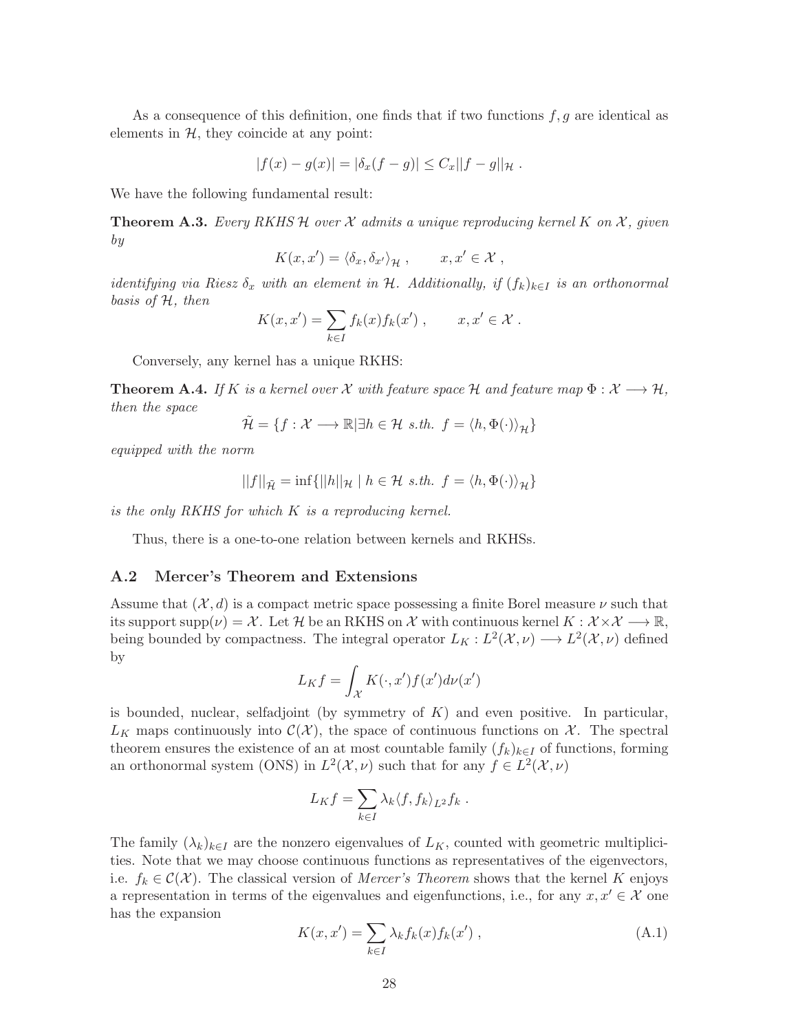As a consequence of this definition, one finds that if two functions $f, g$ are identical as elements in $\mathcal{H}$, they coincide at any point:

$$|f(x) - g(x)| = |\delta_x(f - g)| \leq C_x ||f - g||_{\mathcal{H}} \ .$$

We have the following fundamental result:

**Theorem A.3.** *Every RKHS $\mathcal{H}$ over $\mathcal{X}$ admits a unique reproducing kernel $K$ on $\mathcal{X}$, given by*

$$K(x, x') = \langle \delta_x, \delta_{x'} \rangle_{\mathcal{H}} \ , \qquad x, x' \in \mathcal{X} \ ,$$

*identifying via Riesz $\delta_x$ with an element in $\mathcal{H}$. Additionally, if $(f_k)_{k \in I}$ is an orthonormal basis of $\mathcal{H}$, then*

$$K(x, x') = \sum_{k \in I} f_k(x) f_k(x') \ , \qquad x, x' \in \mathcal{X} \ .$$

Conversely, any kernel has a unique RKHS:

**Theorem A.4.** *If $K$ is a kernel over $\mathcal{X}$ with feature space $\mathcal{H}$ and feature map $\Phi : \mathcal{X} \longrightarrow \mathcal{H}$, then the space*

$$\tilde{\mathcal{H}} = \{ f : \mathcal{X} \longrightarrow \mathbb{R} | \exists h \in \mathcal{H} \ s.th. \ f = \langle h, \Phi(\cdot) \rangle_{\mathcal{H}} \}$$

*equipped with the norm*

$$||f||_{\tilde{\mathcal{H}}} = \inf \{ ||h||_{\mathcal{H}} \mid h \in \mathcal{H} \ s.th. \ f = \langle h, \Phi(\cdot) \rangle_{\mathcal{H}} \}$$

*is the only RKHS for which $K$ is a reproducing kernel.*

Thus, there is a one-to-one relation between kernels and RKHSs.

## A.2 Mercer's Theorem and Extensions

Assume that $(\mathcal{X}, d)$ is a compact metric space possessing a finite Borel measure $\nu$ such that its support $\text{supp}(\nu) = \mathcal{X}$. Let $\mathcal{H}$ be an RKHS on $\mathcal{X}$ with continuous kernel $K : \mathcal{X} \times \mathcal{X} \longrightarrow \mathbb{R}$, being bounded by compactness. The integral operator $L_K : L^2(\mathcal{X}, \nu) \longrightarrow L^2(\mathcal{X}, \nu)$ defined by

$$L_K f = \int_{\mathcal{X}} K(\cdot, x') f(x') d\nu(x')$$

is bounded, nuclear, selfadjoint (by symmetry of $K$) and even positive. In particular, $L_K$ maps continuously into $\mathcal{C}(\mathcal{X})$, the space of continuous functions on $\mathcal{X}$. The spectral theorem ensures the existence of an at most countable family $(f_k)_{k \in I}$ of functions, forming an orthonormal system (ONS) in $L^2(\mathcal{X}, \nu)$ such that for any $f \in L^2(\mathcal{X}, \nu)$

$$L_K f = \sum_{k \in I} \lambda_k \langle f, f_k \rangle_{L^2} f_k \ .$$

The family $(\lambda_k)_{k \in I}$ are the nonzero eigenvalues of $L_K$, counted with geometric multiplicities. Note that we may choose continuous functions as representatives of the eigenvectors, i.e. $f_k \in \mathcal{C}(\mathcal{X})$. The classical version of *Mercer's Theorem* shows that the kernel $K$ enjoys a representation in terms of the eigenvalues and eigenfunctions, i.e., for any $x, x' \in \mathcal{X}$ one has the expansion

$$K(x, x') = \sum_{k \in I} \lambda_k f_k(x) f_k(x') \ , \tag{A.1}$$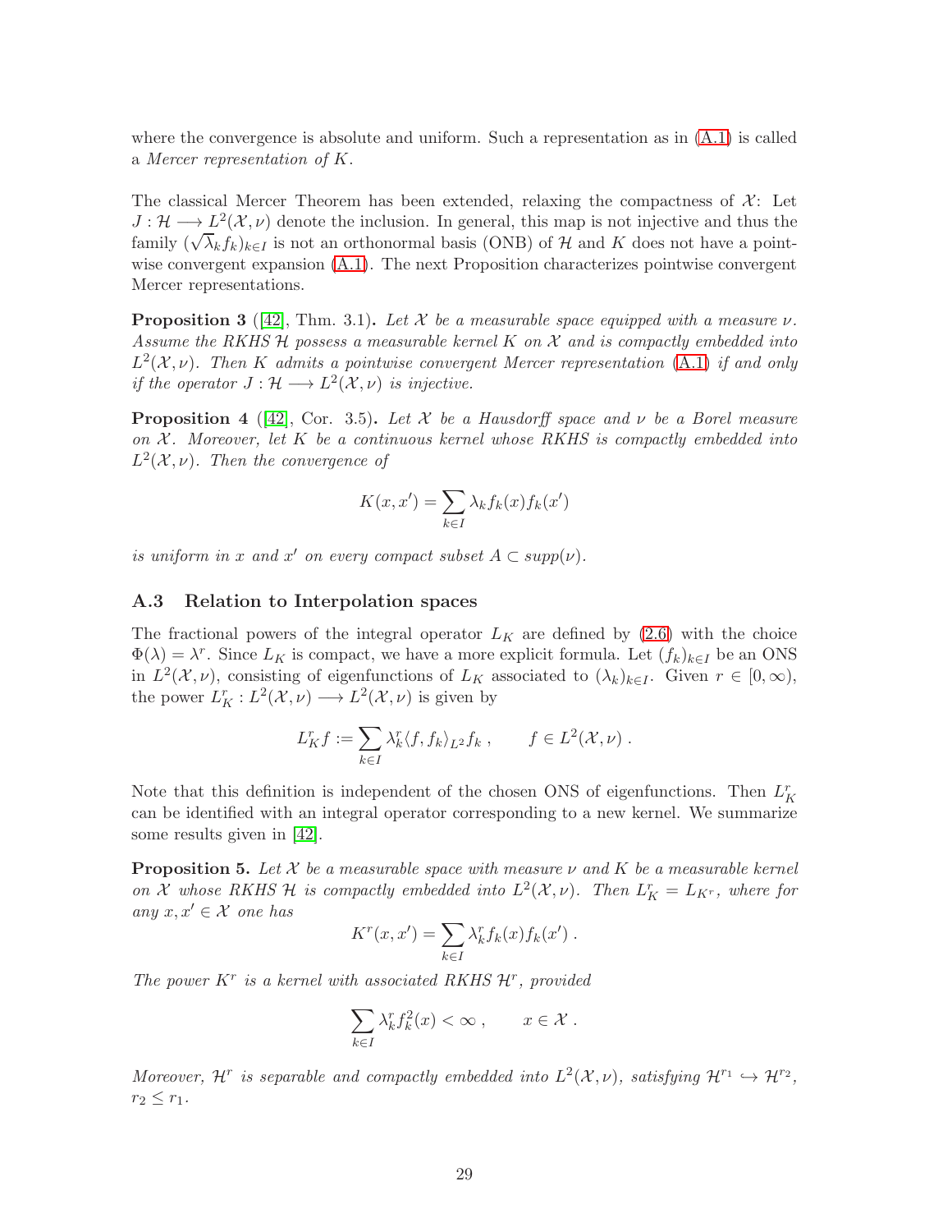where the convergence is absolute and uniform. Such a representation as in (A.1) is called a *Mercer representation of* $K$.

The classical Mercer Theorem has been extended, relaxing the compactness of $\mathcal{X}$: Let $J : \mathcal{H} \longrightarrow L^2(\mathcal{X}, \nu)$ denote the inclusion. In general, this map is not injective and thus the family $(\sqrt{\lambda_k} f_k)_{k\in I}$ is not an orthonormal basis (ONB) of $\mathcal{H}$ and $K$ does not have a pointwise convergent expansion (A.1). The next Proposition characterizes pointwise convergent Mercer representations.

**Proposition 3** ([42], Thm. 3.1)**.** *Let $\mathcal{X}$ be a measurable space equipped with a measure $\nu$. Assume the RKHS $\mathcal{H}$ possess a measurable kernel $K$ on $\mathcal{X}$ and is compactly embedded into $L^2(\mathcal{X}, \nu)$. Then $K$ admits a pointwise convergent Mercer representation (A.1) if and only if the operator $J : \mathcal{H} \longrightarrow L^2(\mathcal{X}, \nu)$ is injective.*

**Proposition 4** ([42], Cor. 3.5)**.** *Let $\mathcal{X}$ be a Hausdorff space and $\nu$ be a Borel measure on $\mathcal{X}$. Moreover, let $K$ be a continuous kernel whose RKHS is compactly embedded into $L^2(\mathcal{X}, \nu)$. Then the convergence of*

$$K(x, x') = \sum_{k\in I} \lambda_k f_k(x) f_k(x')$$

*is uniform in $x$ and $x'$ on every compact subset $A \subset supp(\nu)$.*

### A.3 Relation to Interpolation spaces

The fractional powers of the integral operator $L_K$ are defined by (2.6) with the choice $\Phi(\lambda) = \lambda^r$. Since $L_K$ is compact, we have a more explicit formula. Let $(f_k)_{k\in I}$ be an ONS in $L^2(\mathcal{X}, \nu)$, consisting of eigenfunctions of $L_K$ associated to $(\lambda_k)_{k\in I}$. Given $r \in [0, \infty)$, the power $L_K^r : L^2(\mathcal{X}, \nu) \longrightarrow L^2(\mathcal{X}, \nu)$ is given by

$$L_K^r f := \sum_{k\in I} \lambda_k^r \langle f, f_k \rangle_{L^2} f_k \ , \qquad f \in L^2(\mathcal{X}, \nu) \ .$$

Note that this definition is independent of the chosen ONS of eigenfunctions. Then $L_K^r$ can be identified with an integral operator corresponding to a new kernel. We summarize some results given in [42].

**Proposition 5.** *Let $\mathcal{X}$ be a measurable space with measure $\nu$ and $K$ be a measurable kernel on $\mathcal{X}$ whose RKHS $\mathcal{H}$ is compactly embedded into $L^2(\mathcal{X}, \nu)$. Then $L_K^r = L_{K^r}$, where for any $x, x' \in \mathcal{X}$ one has*

$$K^r(x, x') = \sum_{k\in I} \lambda_k^r f_k(x) f_k(x') \ .$$

*The power $K^r$ is a kernel with associated RKHS $\mathcal{H}^r$, provided*

$$\sum_{k\in I} \lambda_k^r f_k^2(x) < \infty \ , \qquad x \in \mathcal{X} \ .$$

*Moreover, $\mathcal{H}^r$ is separable and compactly embedded into $L^2(\mathcal{X}, \nu)$, satisfying $\mathcal{H}^{r_1} \hookrightarrow \mathcal{H}^{r_2}$, $r_2 \leq r_1$.*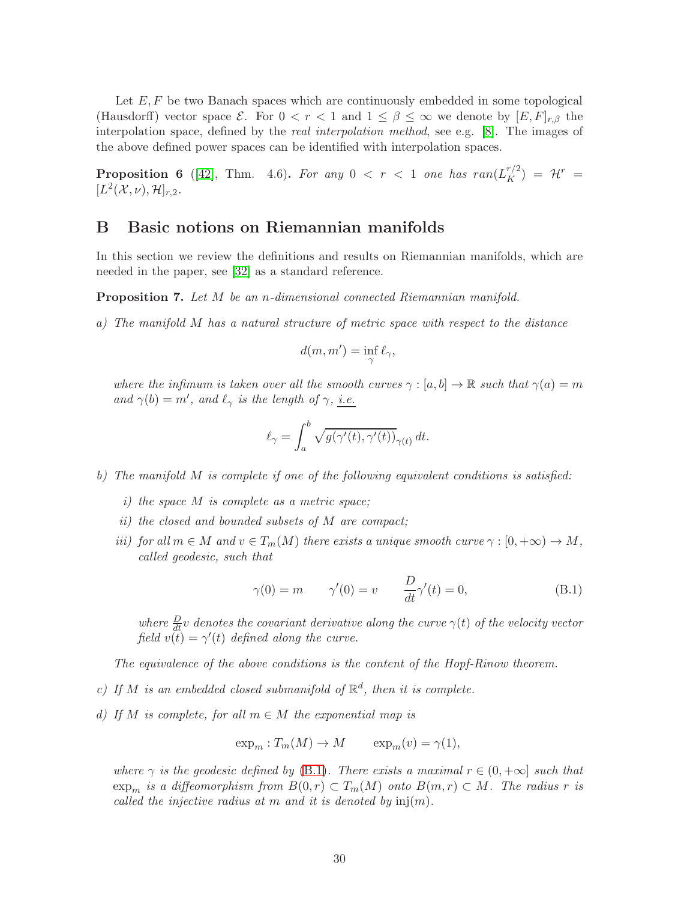Let $E, F$ be two Banach spaces which are continuously embedded in some topological (Hausdorff) vector space $\mathcal{E}$. For $0 < r < 1$ and $1 \leq \beta \leq \infty$ we denote by $[E, F]_{r,\beta}$ the interpolation space, defined by the *real interpolation method*, see e.g. [8]. The images of the above defined power spaces can be identified with interpolation spaces.

**Proposition 6** ([42], Thm. 4.6)**.** *For any $0 < r < 1$ one has $ran(L_K^{r/2}) = \mathcal{H}^r = [L^2(\mathcal{X}, \nu), \mathcal{H}]_{r,2}$.*

# B Basic notions on Riemannian manifolds

In this section we review the definitions and results on Riemannian manifolds, which are needed in the paper, see [32] as a standard reference.

**Proposition 7.** *Let $M$ be an $n$-dimensional connected Riemannian manifold.*

*a) The manifold $M$ has a natural structure of metric space with respect to the distance*

$$d(m, m') = \inf_{\gamma} \ell_\gamma,$$

*where the infimum is taken over all the smooth curves $\gamma : [a, b] \to \mathbb{R}$ such that $\gamma(a) = m$ and $\gamma(b) = m'$, and $\ell_\gamma$ is the length of $\gamma$, i.e.*

$$\ell_\gamma = \int_a^b \sqrt{g(\gamma'(t), \gamma'(t))}_{\gamma(t)}\, dt.$$

*b) The manifold $M$ is complete if one of the following equivalent conditions is satisfied:*

*i) the space $M$ is complete as a metric space;*

*ii) the closed and bounded subsets of $M$ are compact;*

*iii) for all $m \in M$ and $v \in T_m(M)$ there exists a unique smooth curve $\gamma : [0, +\infty) \to M$, called geodesic, such that*

$$\gamma(0) = m \qquad \gamma'(0) = v \qquad \frac{D}{dt}\gamma'(t) = 0, \tag{B.1}$$

*where $\frac{D}{dt}v$ denotes the covariant derivative along the curve $\gamma(t)$ of the velocity vector field $v(t) = \gamma'(t)$ defined along the curve.*

*The equivalence of the above conditions is the content of the Hopf-Rinow theorem.*

*c) If $M$ is an embedded closed submanifold of $\mathbb{R}^d$, then it is complete.*

*d) If $M$ is complete, for all $m \in M$ the exponential map is*

$$\exp_m : T_m(M) \to M \qquad \exp_m(v) = \gamma(1),$$

*where $\gamma$ is the geodesic defined by (B.1). There exists a maximal $r \in (0, +\infty]$ such that $\exp_m$ is a diffeomorphism from $B(0, r) \subset T_m(M)$ onto $B(m, r) \subset M$. The radius $r$ is called the injective radius at $m$ and it is denoted by $\operatorname{inj}(m)$.*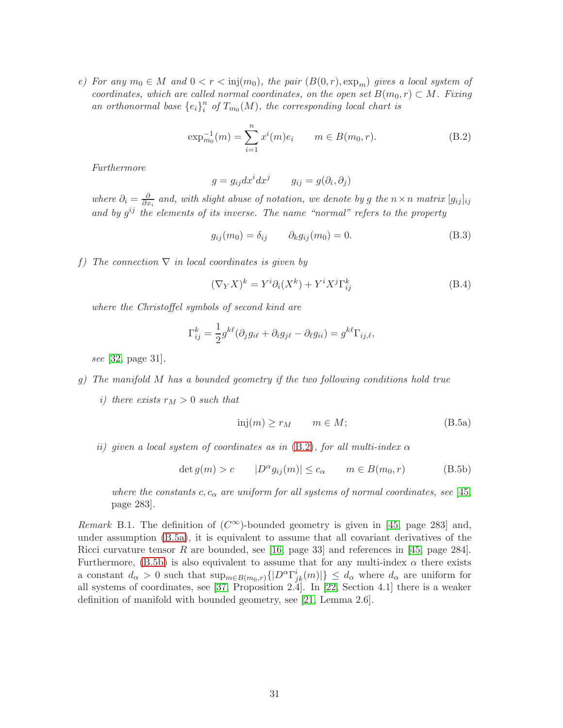*e) For any $m_0 \in M$ and $0 < r < \text{inj}(m_0)$, the pair $(B(0,r), \exp_m)$ gives a local system of coordinates, which are called normal coordinates, on the open set $B(m_0, r) \subset M$. Fixing an orthonormal base $\{e_i\}_i^n$ of $T_{m_0}(M)$, the corresponding local chart is*

$$\exp_{m_0}^{-1}(m) = \sum_{i=1}^{n} x^i(m) e_i \qquad m \in B(m_0, r). \tag{B.2}$$

*Furthermore*

$$g = g_{ij} dx^i dx^j \qquad g_{ij} = g(\partial_i, \partial_j)$$

*where $\partial_i = \frac{\partial}{\partial x_i}$ and, with slight abuse of notation, we denote by $g$ the $n \times n$ matrix $[g_{ij}]_{ij}$ and by $g^{ij}$ the elements of its inverse. The name "normal" refers to the property*

$$g_{ij}(m_0) = \delta_{ij} \qquad \partial_k g_{ij}(m_0) = 0. \tag{B.3}$$

*f) The connection $\nabla$ in local coordinates is given by*

$$(\nabla_Y X)^k = Y^i \partial_i (X^k) + Y^i X^j \Gamma_{ij}^k \tag{B.4}$$

*where the Christoffel symbols of second kind are*

$$\Gamma_{ij}^k = \frac{1}{2} g^{k\ell} (\partial_j g_{i\ell} + \partial_i g_{j\ell} - \partial_\ell g_{ii}) = g^{k\ell} \Gamma_{ij,\ell},$$

*see* [32, page 31].

*g) The manifold $M$ has a bounded geometry if the two following conditions hold true*

*i) there exists $r_M > 0$ such that*

$$\text{inj}(m) \geq r_M \qquad m \in M; \tag{B.5a}$$

*ii) given a local system of coordinates as in (B.2), for all multi-index $\alpha$*

$$\det g(m) > c \qquad |D^\alpha g_{ij}(m)| \leq c_\alpha \qquad m \in B(m_0, r) \tag{B.5b}$$

*where the constants $c, c_\alpha$ are uniform for all systems of normal coordinates, see* [45, page 283].

*Remark* B.1. The definition of ($C^\infty$)-bounded geometry is given in [45, page 283] and, under assumption (B.5a), it is equivalent to assume that all covariant derivatives of the Ricci curvature tensor $R$ are bounded, see [16, page 33] and references in [45, page 284]. Furthermore, (B.5b) is also equivalent to assume that for any multi-index $\alpha$ there exists a constant $d_\alpha > 0$ such that $\sup_{m \in B(m_0,r)}\{|D^\alpha \Gamma_{jk}^i(m)|\} \leq d_\alpha$ where $d_\alpha$ are uniform for all systems of coordinates, see [37, Proposition 2.4]. In [22, Section 4.1] there is a weaker definition of manifold with bounded geometry, see [21, Lemma 2.6].